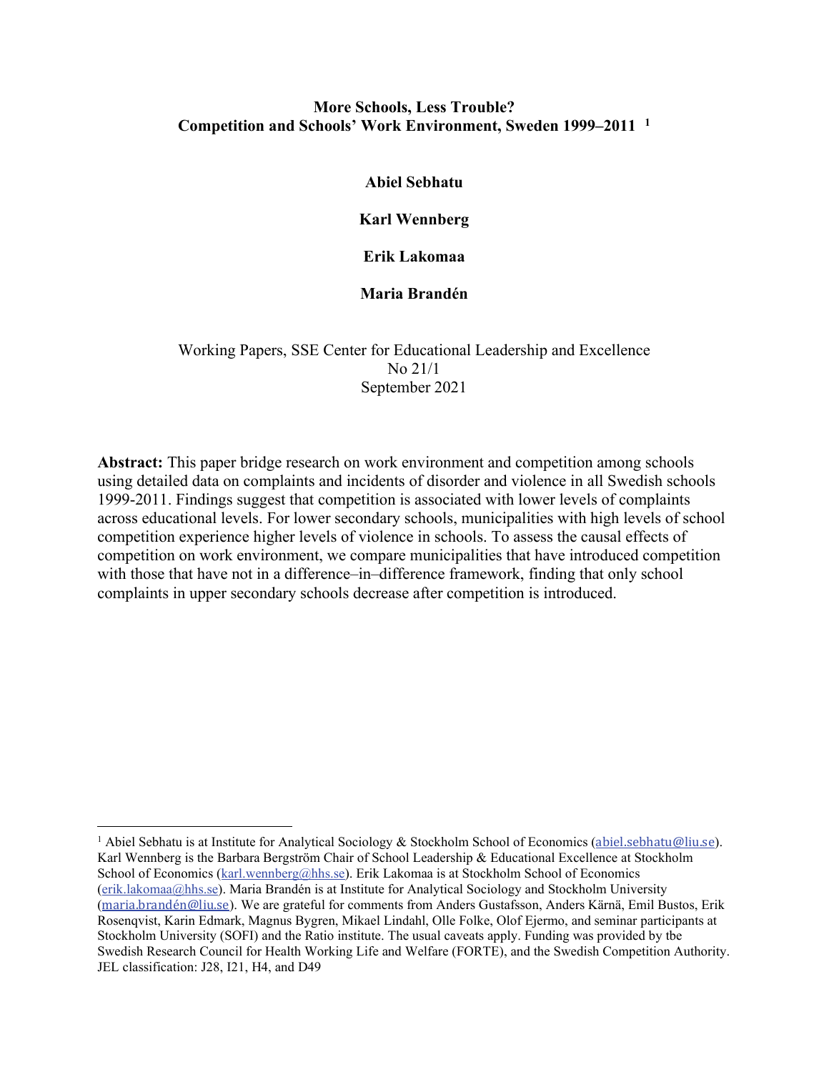# More Schools, Less Trouble?
# Competition and Schools' Work Environment, Sweden 1999–2011 [1]

**Abiel Sebhatu**

**Karl Wennberg**

**Erik Lakomaa**

**Maria Brandén**

Working Papers, SSE Center for Educational Leadership and Excellence
No 21/1
September 2021

**Abstract:** This paper bridge research on work environment and competition among schools using detailed data on complaints and incidents of disorder and violence in all Swedish schools 1999-2011. Findings suggest that competition is associated with lower levels of complaints across educational levels. For lower secondary schools, municipalities with high levels of school competition experience higher levels of violence in schools. To assess the causal effects of competition on work environment, we compare municipalities that have introduced competition with those that have not in a difference–in–difference framework, finding that only school complaints in upper secondary schools decrease after competition is introduced.

---

[1] Abiel Sebhatu is at Institute for Analytical Sociology & Stockholm School of Economics (abiel.sebhatu@liu.se). Karl Wennberg is the Barbara Bergström Chair of School Leadership & Educational Excellence at Stockholm School of Economics (karl.wennberg@hhs.se). Erik Lakomaa is at Stockholm School of Economics (erik.lakomaa@hhs.se). Maria Brandén is at Institute for Analytical Sociology and Stockholm University (maria.brandén@liu.se). We are grateful for comments from Anders Gustafsson, Anders Kärnä, Emil Bustos, Erik Rosenqvist, Karin Edmark, Magnus Bygren, Mikael Lindahl, Olle Folke, Olof Ejermo, and seminar participants at Stockholm University (SOFI) and the Ratio institute. The usual caveats apply. Funding was provided by tbe Swedish Research Council for Health Working Life and Welfare (FORTE), and the Swedish Competition Authority. JEL classification: J28, I21, H4, and D49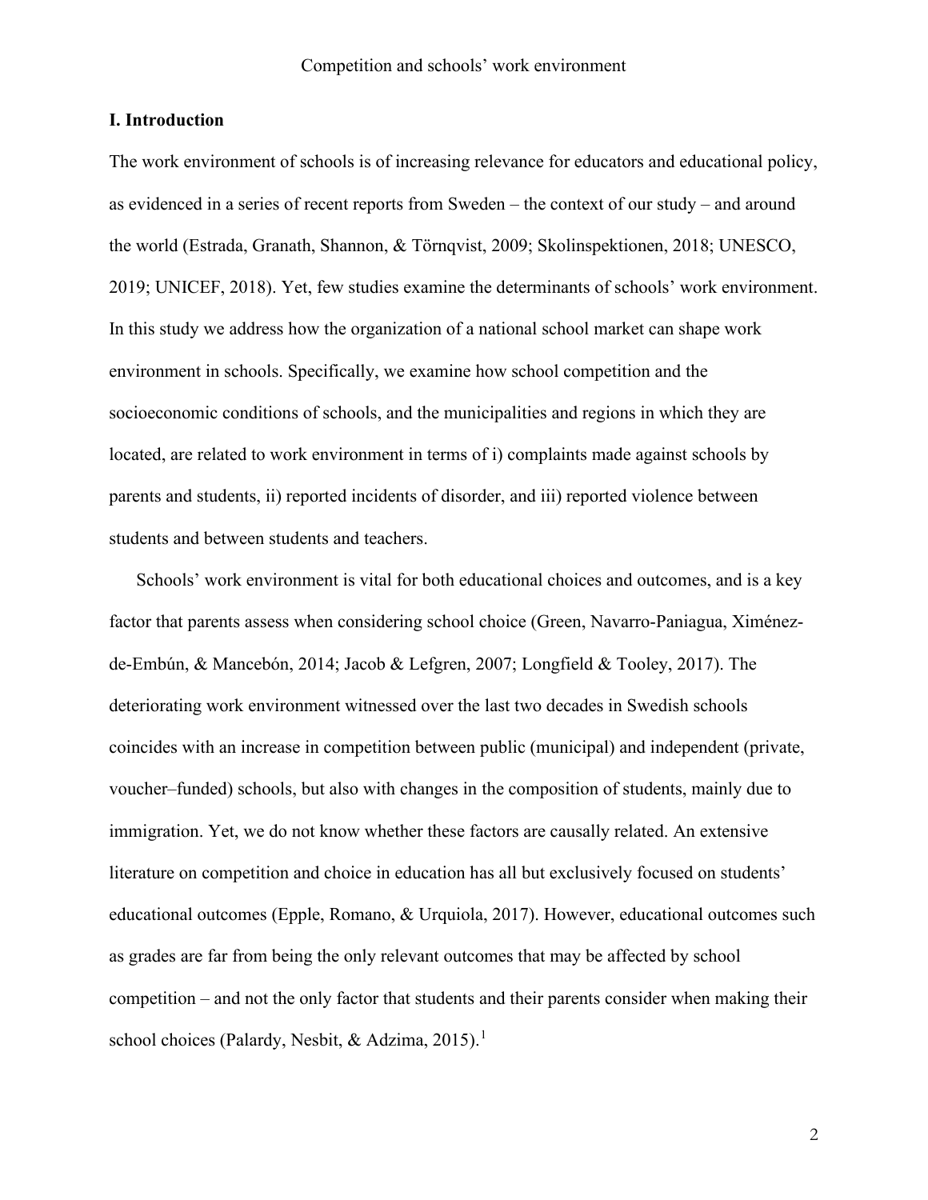## I. Introduction

The work environment of schools is of increasing relevance for educators and educational policy, as evidenced in a series of recent reports from Sweden – the context of our study – and around the world (Estrada, Granath, Shannon, & Törnqvist, 2009; Skolinspektionen, 2018; UNESCO, 2019; UNICEF, 2018). Yet, few studies examine the determinants of schools' work environment. In this study we address how the organization of a national school market can shape work environment in schools. Specifically, we examine how school competition and the socioeconomic conditions of schools, and the municipalities and regions in which they are located, are related to work environment in terms of i) complaints made against schools by parents and students, ii) reported incidents of disorder, and iii) reported violence between students and between students and teachers.

Schools' work environment is vital for both educational choices and outcomes, and is a key factor that parents assess when considering school choice (Green, Navarro-Paniagua, Ximénez-de-Embún, & Mancebón, 2014; Jacob & Lefgren, 2007; Longfield & Tooley, 2017). The deteriorating work environment witnessed over the last two decades in Swedish schools coincides with an increase in competition between public (municipal) and independent (private, voucher–funded) schools, but also with changes in the composition of students, mainly due to immigration. Yet, we do not know whether these factors are causally related. An extensive literature on competition and choice in education has all but exclusively focused on students' educational outcomes (Epple, Romano, & Urquiola, 2017). However, educational outcomes such as grades are far from being the only relevant outcomes that may be affected by school competition – and not the only factor that students and their parents consider when making their school choices (Palardy, Nesbit, & Adzima, 2015).[1]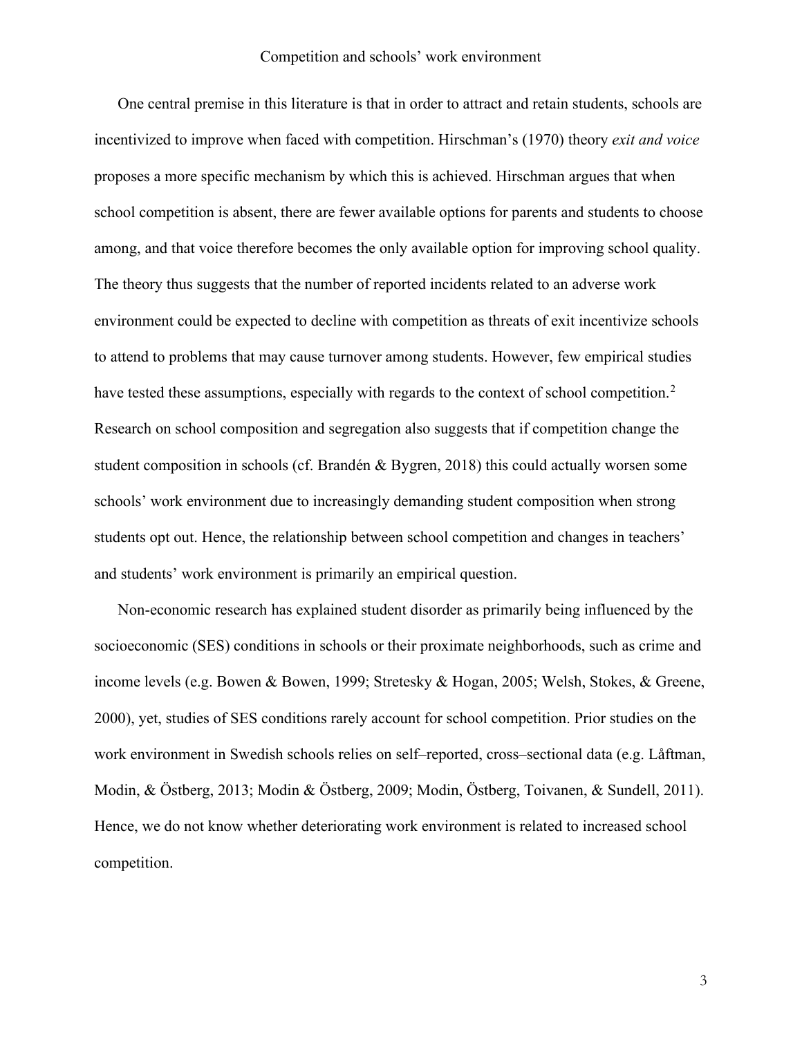One central premise in this literature is that in order to attract and retain students, schools are incentivized to improve when faced with competition. Hirschman's (1970) theory *exit and voice* proposes a more specific mechanism by which this is achieved. Hirschman argues that when school competition is absent, there are fewer available options for parents and students to choose among, and that voice therefore becomes the only available option for improving school quality. The theory thus suggests that the number of reported incidents related to an adverse work environment could be expected to decline with competition as threats of exit incentivize schools to attend to problems that may cause turnover among students. However, few empirical studies have tested these assumptions, especially with regards to the context of school competition.[2] Research on school composition and segregation also suggests that if competition change the student composition in schools (cf. Brandén & Bygren, 2018) this could actually worsen some schools' work environment due to increasingly demanding student composition when strong students opt out. Hence, the relationship between school competition and changes in teachers' and students' work environment is primarily an empirical question.

Non-economic research has explained student disorder as primarily being influenced by the socioeconomic (SES) conditions in schools or their proximate neighborhoods, such as crime and income levels (e.g. Bowen & Bowen, 1999; Stretesky & Hogan, 2005; Welsh, Stokes, & Greene, 2000), yet, studies of SES conditions rarely account for school competition. Prior studies on the work environment in Swedish schools relies on self–reported, cross–sectional data (e.g. Låftman, Modin, & Östberg, 2013; Modin & Östberg, 2009; Modin, Östberg, Toivanen, & Sundell, 2011). Hence, we do not know whether deteriorating work environment is related to increased school competition.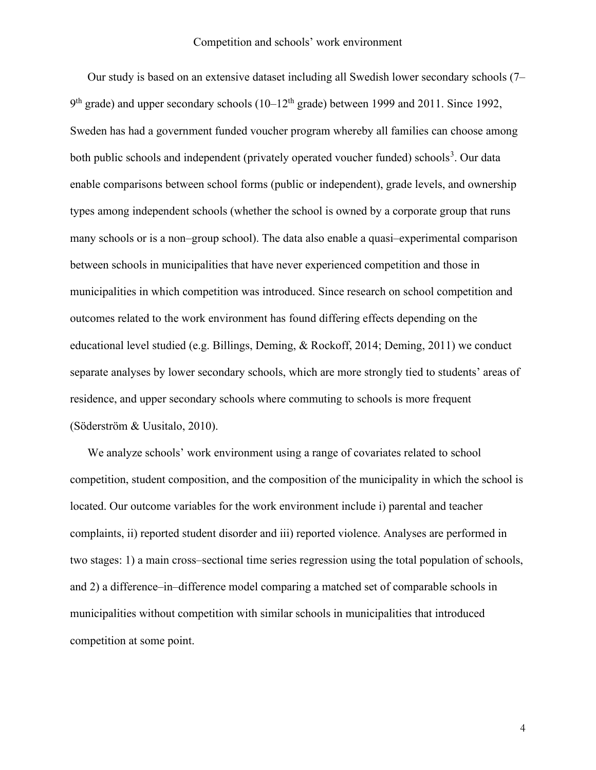Our study is based on an extensive dataset including all Swedish lower secondary schools (7–9th grade) and upper secondary schools (10–12th grade) between 1999 and 2011. Since 1992, Sweden has had a government funded voucher program whereby all families can choose among both public schools and independent (privately operated voucher funded) schools[3]. Our data enable comparisons between school forms (public or independent), grade levels, and ownership types among independent schools (whether the school is owned by a corporate group that runs many schools or is a non–group school). The data also enable a quasi–experimental comparison between schools in municipalities that have never experienced competition and those in municipalities in which competition was introduced. Since research on school competition and outcomes related to the work environment has found differing effects depending on the educational level studied (e.g. Billings, Deming, & Rockoff, 2014; Deming, 2011) we conduct separate analyses by lower secondary schools, which are more strongly tied to students' areas of residence, and upper secondary schools where commuting to schools is more frequent (Söderström & Uusitalo, 2010).

We analyze schools' work environment using a range of covariates related to school competition, student composition, and the composition of the municipality in which the school is located. Our outcome variables for the work environment include i) parental and teacher complaints, ii) reported student disorder and iii) reported violence. Analyses are performed in two stages: 1) a main cross–sectional time series regression using the total population of schools, and 2) a difference–in–difference model comparing a matched set of comparable schools in municipalities without competition with similar schools in municipalities that introduced competition at some point.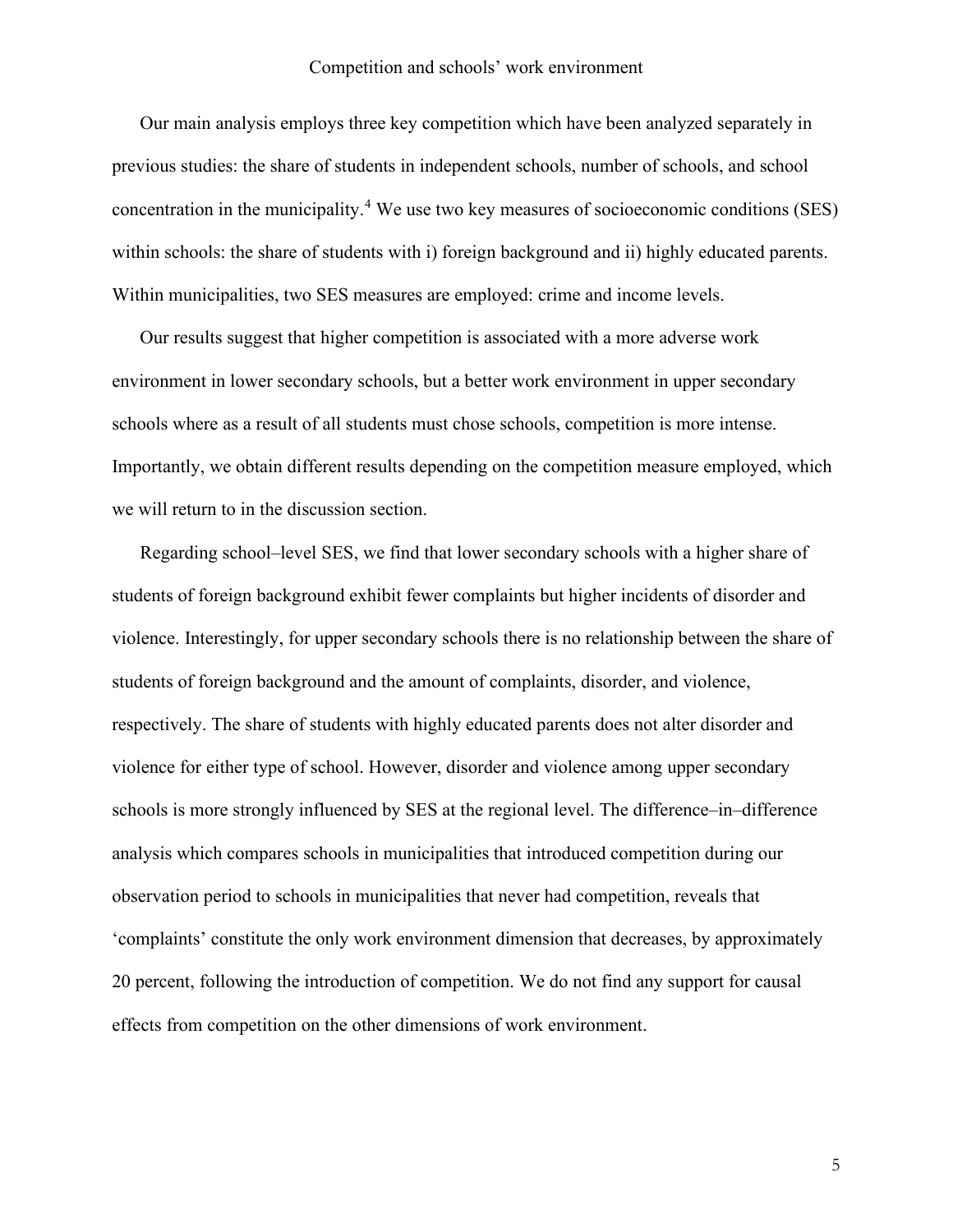Our main analysis employs three key competition which have been analyzed separately in previous studies: the share of students in independent schools, number of schools, and school concentration in the municipality.[4] We use two key measures of socioeconomic conditions (SES) within schools: the share of students with i) foreign background and ii) highly educated parents. Within municipalities, two SES measures are employed: crime and income levels.

Our results suggest that higher competition is associated with a more adverse work environment in lower secondary schools, but a better work environment in upper secondary schools where as a result of all students must chose schools, competition is more intense. Importantly, we obtain different results depending on the competition measure employed, which we will return to in the discussion section.

Regarding school–level SES, we find that lower secondary schools with a higher share of students of foreign background exhibit fewer complaints but higher incidents of disorder and violence. Interestingly, for upper secondary schools there is no relationship between the share of students of foreign background and the amount of complaints, disorder, and violence, respectively. The share of students with highly educated parents does not alter disorder and violence for either type of school. However, disorder and violence among upper secondary schools is more strongly influenced by SES at the regional level. The difference–in–difference analysis which compares schools in municipalities that introduced competition during our observation period to schools in municipalities that never had competition, reveals that 'complaints' constitute the only work environment dimension that decreases, by approximately 20 percent, following the introduction of competition. We do not find any support for causal effects from competition on the other dimensions of work environment.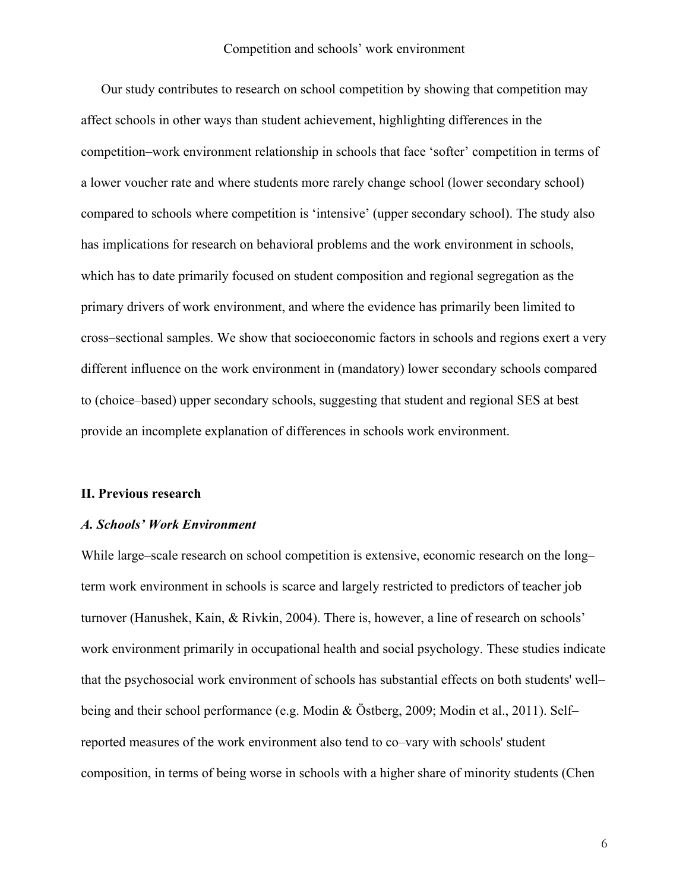Our study contributes to research on school competition by showing that competition may affect schools in other ways than student achievement, highlighting differences in the competition–work environment relationship in schools that face 'softer' competition in terms of a lower voucher rate and where students more rarely change school (lower secondary school) compared to schools where competition is 'intensive' (upper secondary school). The study also has implications for research on behavioral problems and the work environment in schools, which has to date primarily focused on student composition and regional segregation as the primary drivers of work environment, and where the evidence has primarily been limited to cross–sectional samples. We show that socioeconomic factors in schools and regions exert a very different influence on the work environment in (mandatory) lower secondary schools compared to (choice–based) upper secondary schools, suggesting that student and regional SES at best provide an incomplete explanation of differences in schools work environment.

## II. Previous research

### *A. Schools' Work Environment*

While large–scale research on school competition is extensive, economic research on the long–term work environment in schools is scarce and largely restricted to predictors of teacher job turnover (Hanushek, Kain, & Rivkin, 2004). There is, however, a line of research on schools' work environment primarily in occupational health and social psychology. These studies indicate that the psychosocial work environment of schools has substantial effects on both students' well–being and their school performance (e.g. Modin & Östberg, 2009; Modin et al., 2011). Self–reported measures of the work environment also tend to co–vary with schools' student composition, in terms of being worse in schools with a higher share of minority students (Chen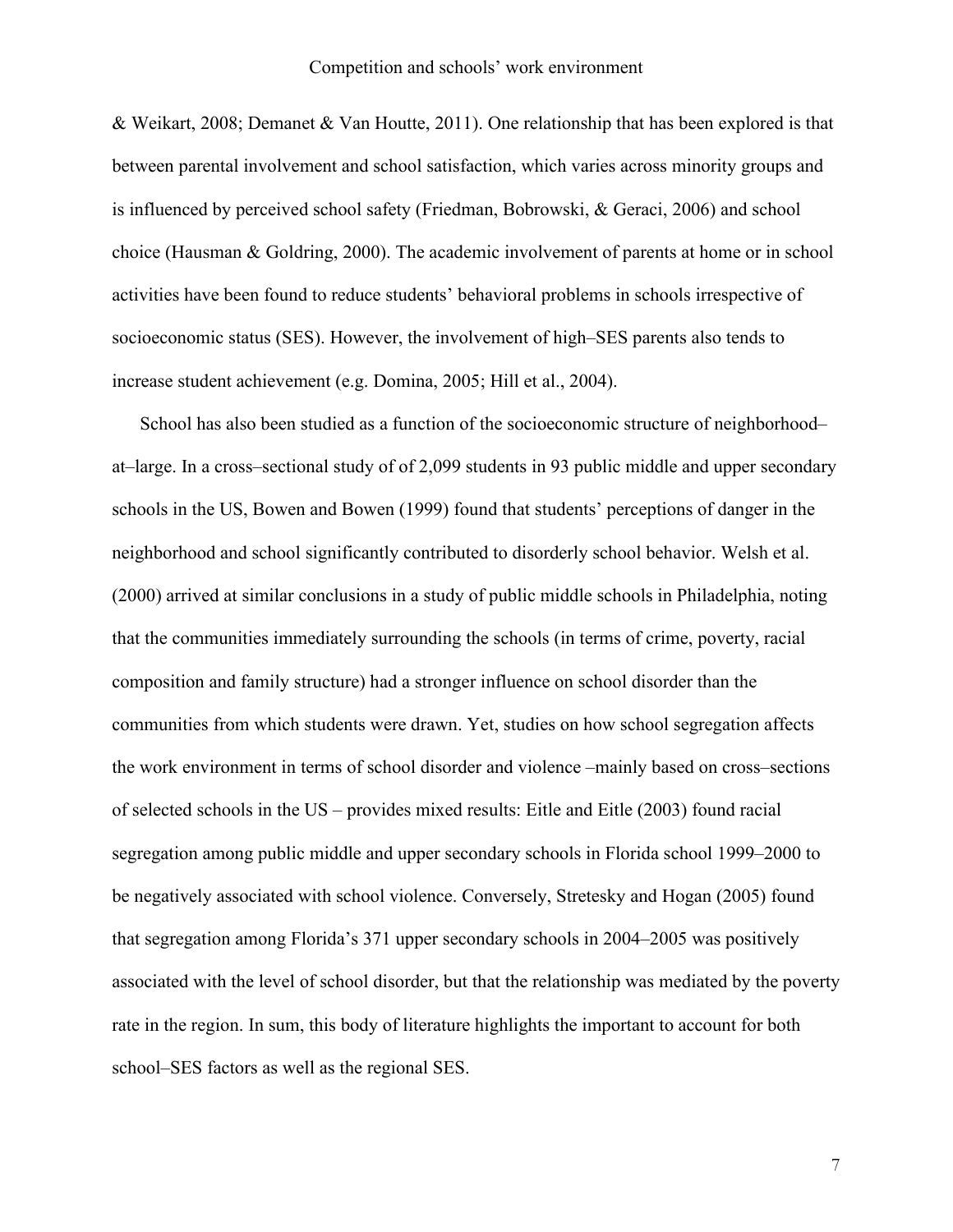& Weikart, 2008; Demanet & Van Houtte, 2011). One relationship that has been explored is that between parental involvement and school satisfaction, which varies across minority groups and is influenced by perceived school safety (Friedman, Bobrowski, & Geraci, 2006) and school choice (Hausman & Goldring, 2000). The academic involvement of parents at home or in school activities have been found to reduce students' behavioral problems in schools irrespective of socioeconomic status (SES). However, the involvement of high–SES parents also tends to increase student achievement (e.g. Domina, 2005; Hill et al., 2004).

School has also been studied as a function of the socioeconomic structure of neighborhood–at–large. In a cross–sectional study of of 2,099 students in 93 public middle and upper secondary schools in the US, Bowen and Bowen (1999) found that students' perceptions of danger in the neighborhood and school significantly contributed to disorderly school behavior. Welsh et al. (2000) arrived at similar conclusions in a study of public middle schools in Philadelphia, noting that the communities immediately surrounding the schools (in terms of crime, poverty, racial composition and family structure) had a stronger influence on school disorder than the communities from which students were drawn. Yet, studies on how school segregation affects the work environment in terms of school disorder and violence –mainly based on cross–sections of selected schools in the US – provides mixed results: Eitle and Eitle (2003) found racial segregation among public middle and upper secondary schools in Florida school 1999–2000 to be negatively associated with school violence. Conversely, Stretesky and Hogan (2005) found that segregation among Florida's 371 upper secondary schools in 2004–2005 was positively associated with the level of school disorder, but that the relationship was mediated by the poverty rate in the region. In sum, this body of literature highlights the important to account for both school–SES factors as well as the regional SES.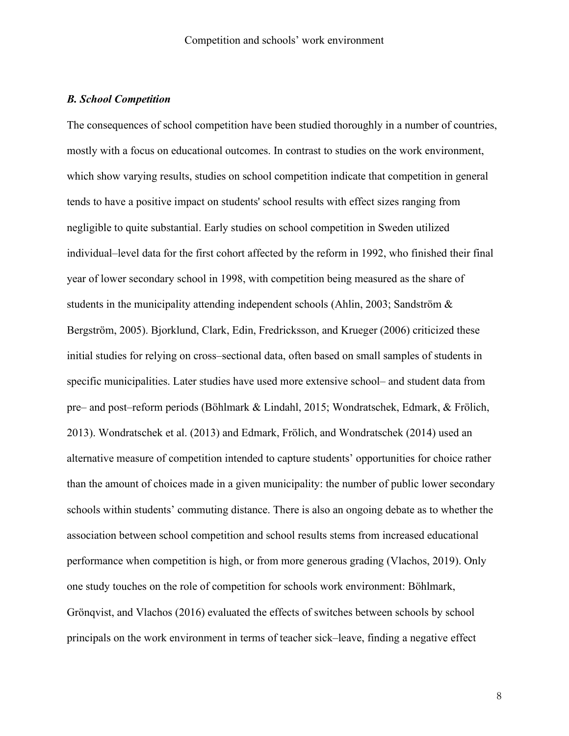### *B. School Competition*

The consequences of school competition have been studied thoroughly in a number of countries, mostly with a focus on educational outcomes. In contrast to studies on the work environment, which show varying results, studies on school competition indicate that competition in general tends to have a positive impact on students' school results with effect sizes ranging from negligible to quite substantial. Early studies on school competition in Sweden utilized individual–level data for the first cohort affected by the reform in 1992, who finished their final year of lower secondary school in 1998, with competition being measured as the share of students in the municipality attending independent schools (Ahlin, 2003; Sandström & Bergström, 2005). Bjorklund, Clark, Edin, Fredricksson, and Krueger (2006) criticized these initial studies for relying on cross–sectional data, often based on small samples of students in specific municipalities. Later studies have used more extensive school– and student data from pre– and post–reform periods (Böhlmark & Lindahl, 2015; Wondratschek, Edmark, & Frölich, 2013). Wondratschek et al. (2013) and Edmark, Frölich, and Wondratschek (2014) used an alternative measure of competition intended to capture students' opportunities for choice rather than the amount of choices made in a given municipality: the number of public lower secondary schools within students' commuting distance. There is also an ongoing debate as to whether the association between school competition and school results stems from increased educational performance when competition is high, or from more generous grading (Vlachos, 2019). Only one study touches on the role of competition for schools work environment: Böhlmark, Grönqvist, and Vlachos (2016) evaluated the effects of switches between schools by school principals on the work environment in terms of teacher sick–leave, finding a negative effect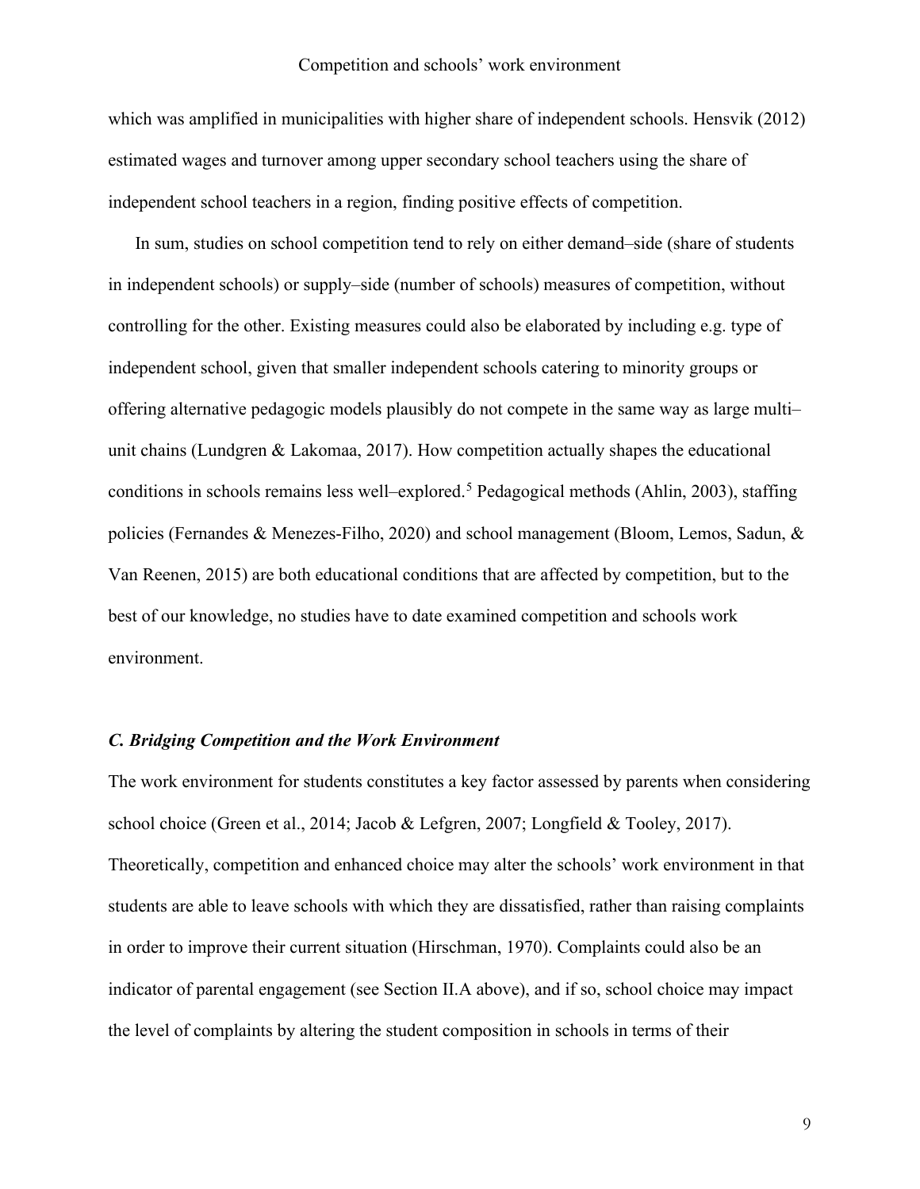which was amplified in municipalities with higher share of independent schools. Hensvik (2012) estimated wages and turnover among upper secondary school teachers using the share of independent school teachers in a region, finding positive effects of competition.

In sum, studies on school competition tend to rely on either demand–side (share of students in independent schools) or supply–side (number of schools) measures of competition, without controlling for the other. Existing measures could also be elaborated by including e.g. type of independent school, given that smaller independent schools catering to minority groups or offering alternative pedagogic models plausibly do not compete in the same way as large multi–unit chains (Lundgren & Lakomaa, 2017). How competition actually shapes the educational conditions in schools remains less well–explored.[5] Pedagogical methods (Ahlin, 2003), staffing policies (Fernandes & Menezes-Filho, 2020) and school management (Bloom, Lemos, Sadun, & Van Reenen, 2015) are both educational conditions that are affected by competition, but to the best of our knowledge, no studies have to date examined competition and schools work environment.

### *C. Bridging Competition and the Work Environment*

The work environment for students constitutes a key factor assessed by parents when considering school choice (Green et al., 2014; Jacob & Lefgren, 2007; Longfield & Tooley, 2017). Theoretically, competition and enhanced choice may alter the schools' work environment in that students are able to leave schools with which they are dissatisfied, rather than raising complaints in order to improve their current situation (Hirschman, 1970). Complaints could also be an indicator of parental engagement (see Section II.A above), and if so, school choice may impact the level of complaints by altering the student composition in schools in terms of their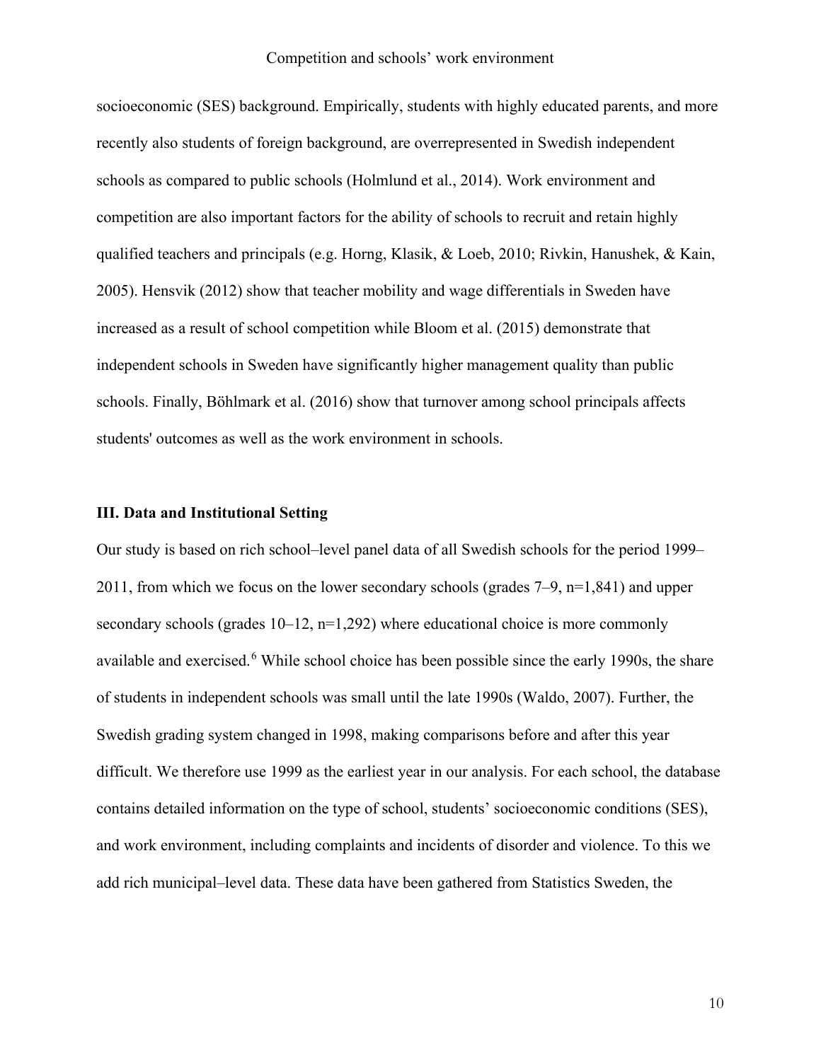socioeconomic (SES) background. Empirically, students with highly educated parents, and more recently also students of foreign background, are overrepresented in Swedish independent schools as compared to public schools (Holmlund et al., 2014). Work environment and competition are also important factors for the ability of schools to recruit and retain highly qualified teachers and principals (e.g. Horng, Klasik, & Loeb, 2010; Rivkin, Hanushek, & Kain, 2005). Hensvik (2012) show that teacher mobility and wage differentials in Sweden have increased as a result of school competition while Bloom et al. (2015) demonstrate that independent schools in Sweden have significantly higher management quality than public schools. Finally, Böhlmark et al. (2016) show that turnover among school principals affects students' outcomes as well as the work environment in schools.

## III. Data and Institutional Setting

Our study is based on rich school–level panel data of all Swedish schools for the period 1999–2011, from which we focus on the lower secondary schools (grades 7–9, n=1,841) and upper secondary schools (grades 10–12, n=1,292) where educational choice is more commonly available and exercised.[6] While school choice has been possible since the early 1990s, the share of students in independent schools was small until the late 1990s (Waldo, 2007). Further, the Swedish grading system changed in 1998, making comparisons before and after this year difficult. We therefore use 1999 as the earliest year in our analysis. For each school, the database contains detailed information on the type of school, students' socioeconomic conditions (SES), and work environment, including complaints and incidents of disorder and violence. To this we add rich municipal–level data. These data have been gathered from Statistics Sweden, the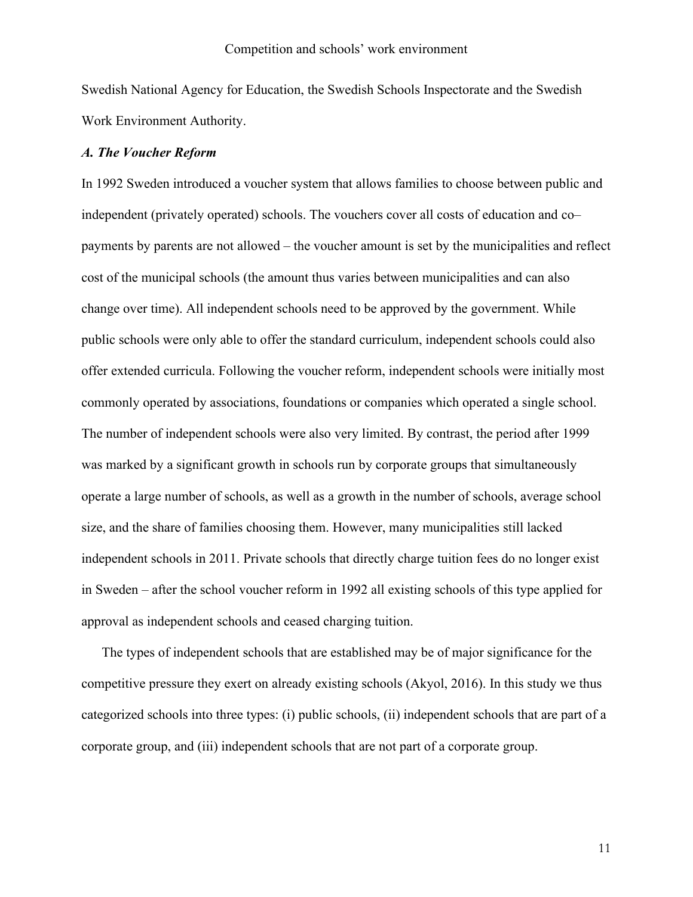Swedish National Agency for Education, the Swedish Schools Inspectorate and the Swedish Work Environment Authority.

### *A. The Voucher Reform*

In 1992 Sweden introduced a voucher system that allows families to choose between public and independent (privately operated) schools. The vouchers cover all costs of education and co–payments by parents are not allowed – the voucher amount is set by the municipalities and reflect cost of the municipal schools (the amount thus varies between municipalities and can also change over time). All independent schools need to be approved by the government. While public schools were only able to offer the standard curriculum, independent schools could also offer extended curricula. Following the voucher reform, independent schools were initially most commonly operated by associations, foundations or companies which operated a single school. The number of independent schools were also very limited. By contrast, the period after 1999 was marked by a significant growth in schools run by corporate groups that simultaneously operate a large number of schools, as well as a growth in the number of schools, average school size, and the share of families choosing them. However, many municipalities still lacked independent schools in 2011. Private schools that directly charge tuition fees do no longer exist in Sweden – after the school voucher reform in 1992 all existing schools of this type applied for approval as independent schools and ceased charging tuition.

The types of independent schools that are established may be of major significance for the competitive pressure they exert on already existing schools (Akyol, 2016). In this study we thus categorized schools into three types: (i) public schools, (ii) independent schools that are part of a corporate group, and (iii) independent schools that are not part of a corporate group.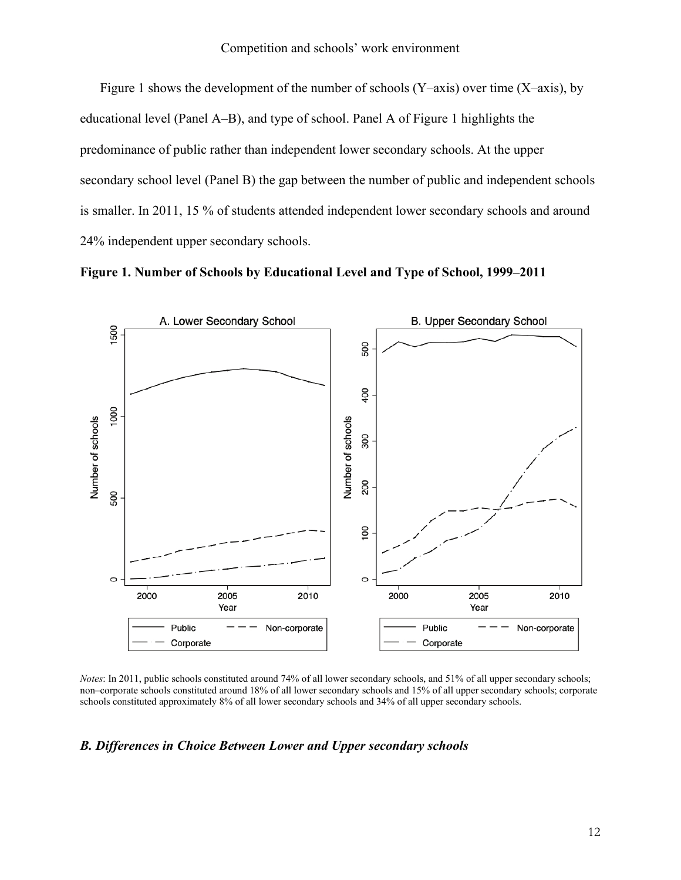Figure 1 shows the development of the number of schools (Y–axis) over time (X–axis), by educational level (Panel A–B), and type of school. Panel A of Figure 1 highlights the predominance of public rather than independent lower secondary schools. At the upper secondary school level (Panel B) the gap between the number of public and independent schools is smaller. In 2011, 15 % of students attended independent lower secondary schools and around 24% independent upper secondary schools.

**Figure 1. Number of Schools by Educational Level and Type of School, 1999–2011**

*Notes*: In 2011, public schools constituted around 74% of all lower secondary schools, and 51% of all upper secondary schools; non–corporate schools constituted around 18% of all lower secondary schools and 15% of all upper secondary schools; corporate schools constituted approximately 8% of all lower secondary schools and 34% of all upper secondary schools.

### *B. Differences in Choice Between Lower and Upper secondary schools*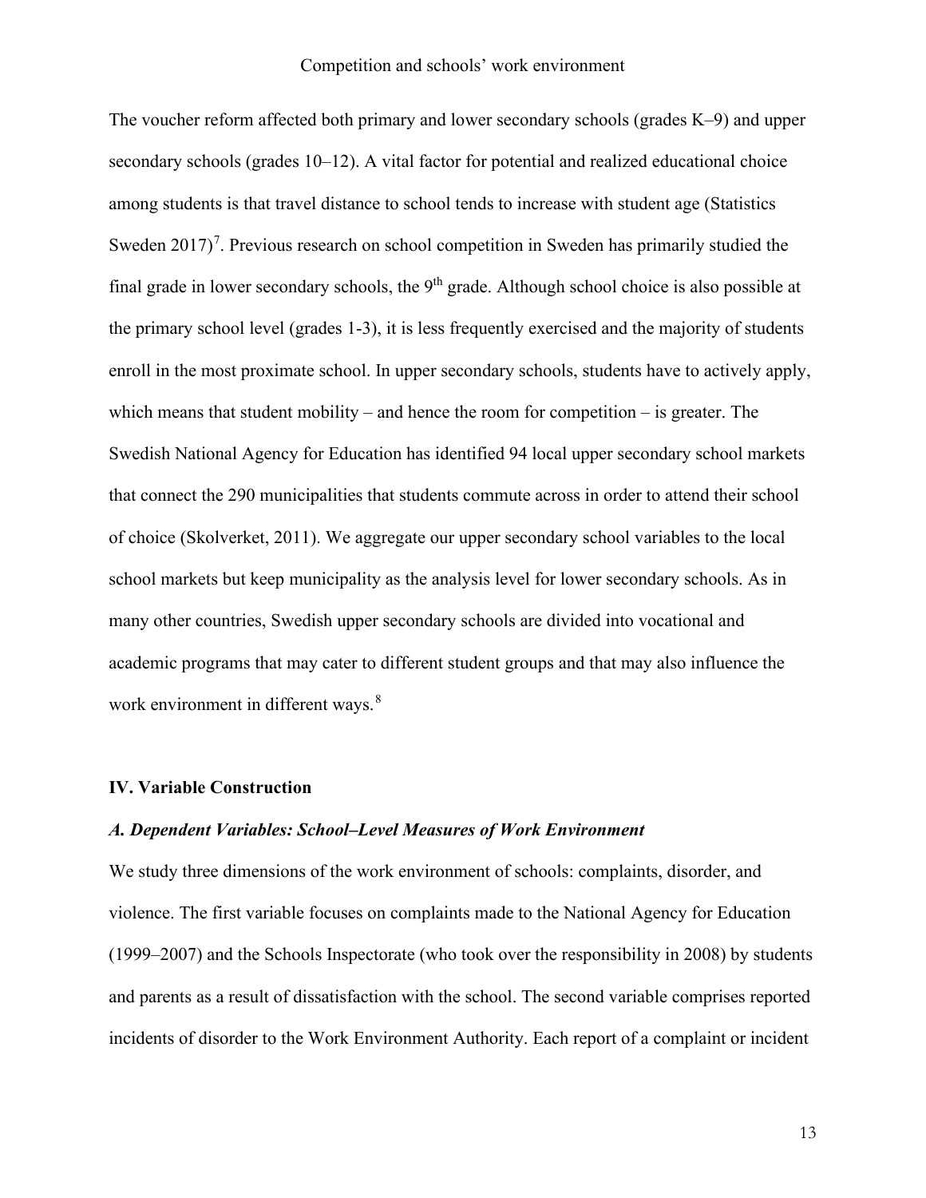The voucher reform affected both primary and lower secondary schools (grades K–9) and upper secondary schools (grades 10–12). A vital factor for potential and realized educational choice among students is that travel distance to school tends to increase with student age (Statistics Sweden 2017)[7]. Previous research on school competition in Sweden has primarily studied the final grade in lower secondary schools, the 9th grade. Although school choice is also possible at the primary school level (grades 1-3), it is less frequently exercised and the majority of students enroll in the most proximate school. In upper secondary schools, students have to actively apply, which means that student mobility – and hence the room for competition – is greater. The Swedish National Agency for Education has identified 94 local upper secondary school markets that connect the 290 municipalities that students commute across in order to attend their school of choice (Skolverket, 2011). We aggregate our upper secondary school variables to the local school markets but keep municipality as the analysis level for lower secondary schools. As in many other countries, Swedish upper secondary schools are divided into vocational and academic programs that may cater to different student groups and that may also influence the work environment in different ways.[8]

## IV. Variable Construction

### *A. Dependent Variables: School–Level Measures of Work Environment*

We study three dimensions of the work environment of schools: complaints, disorder, and violence. The first variable focuses on complaints made to the National Agency for Education (1999–2007) and the Schools Inspectorate (who took over the responsibility in 2008) by students and parents as a result of dissatisfaction with the school. The second variable comprises reported incidents of disorder to the Work Environment Authority. Each report of a complaint or incident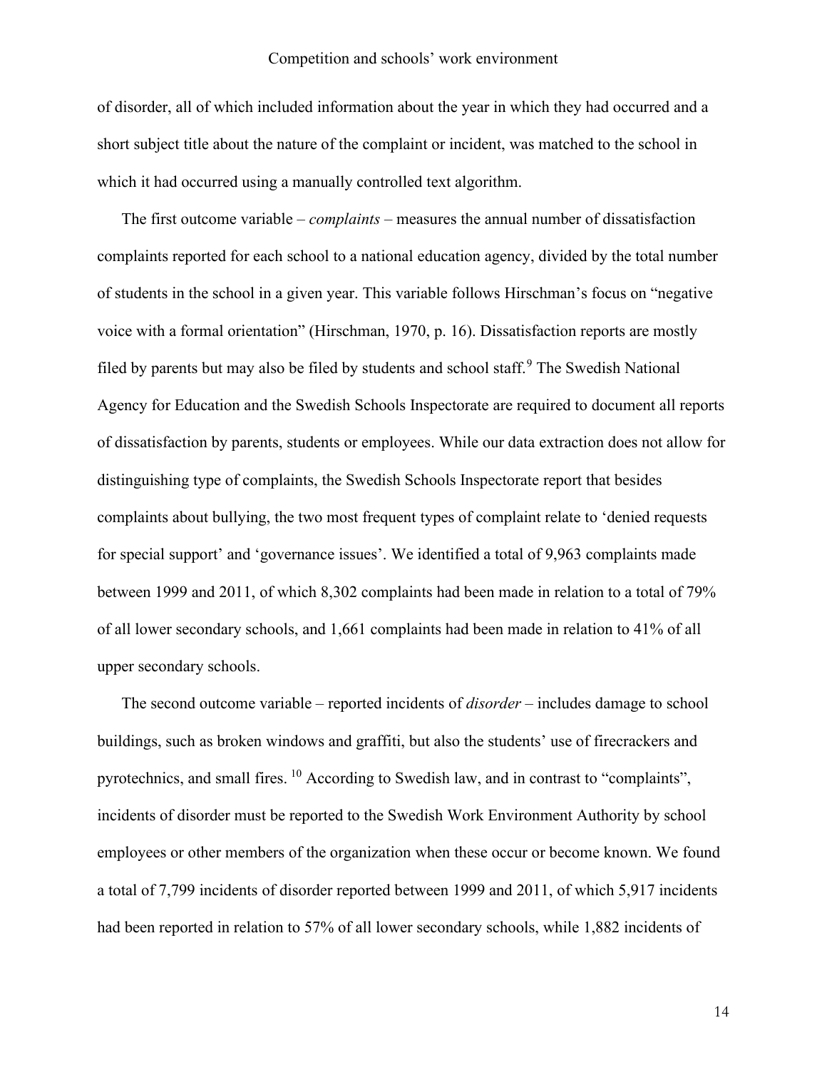of disorder, all of which included information about the year in which they had occurred and a short subject title about the nature of the complaint or incident, was matched to the school in which it had occurred using a manually controlled text algorithm.

The first outcome variable – *complaints* – measures the annual number of dissatisfaction complaints reported for each school to a national education agency, divided by the total number of students in the school in a given year. This variable follows Hirschman's focus on "negative voice with a formal orientation" (Hirschman, 1970, p. 16). Dissatisfaction reports are mostly filed by parents but may also be filed by students and school staff.[9] The Swedish National Agency for Education and the Swedish Schools Inspectorate are required to document all reports of dissatisfaction by parents, students or employees. While our data extraction does not allow for distinguishing type of complaints, the Swedish Schools Inspectorate report that besides complaints about bullying, the two most frequent types of complaint relate to 'denied requests for special support' and 'governance issues'. We identified a total of 9,963 complaints made between 1999 and 2011, of which 8,302 complaints had been made in relation to a total of 79% of all lower secondary schools, and 1,661 complaints had been made in relation to 41% of all upper secondary schools.

The second outcome variable – reported incidents of *disorder* – includes damage to school buildings, such as broken windows and graffiti, but also the students' use of firecrackers and pyrotechnics, and small fires. [10] According to Swedish law, and in contrast to "complaints", incidents of disorder must be reported to the Swedish Work Environment Authority by school employees or other members of the organization when these occur or become known. We found a total of 7,799 incidents of disorder reported between 1999 and 2011, of which 5,917 incidents had been reported in relation to 57% of all lower secondary schools, while 1,882 incidents of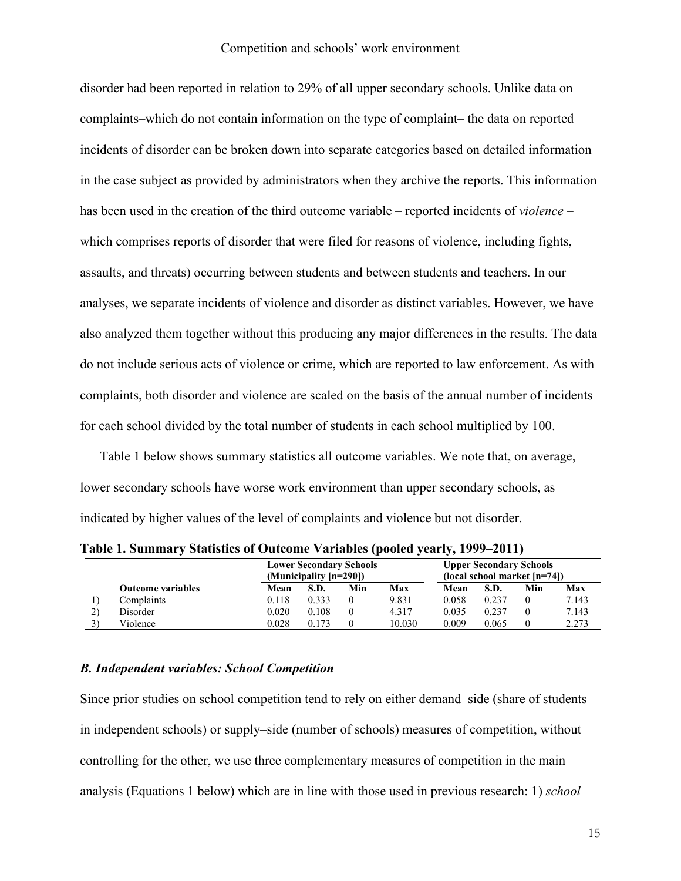disorder had been reported in relation to 29% of all upper secondary schools. Unlike data on complaints–which do not contain information on the type of complaint– the data on reported incidents of disorder can be broken down into separate categories based on detailed information in the case subject as provided by administrators when they archive the reports. This information has been used in the creation of the third outcome variable – reported incidents of *violence* – which comprises reports of disorder that were filed for reasons of violence, including fights, assaults, and threats) occurring between students and between students and teachers. In our analyses, we separate incidents of violence and disorder as distinct variables. However, we have also analyzed them together without this producing any major differences in the results. The data do not include serious acts of violence or crime, which are reported to law enforcement. As with complaints, both disorder and violence are scaled on the basis of the annual number of incidents for each school divided by the total number of students in each school multiplied by 100.

Table 1 below shows summary statistics all outcome variables. We note that, on average, lower secondary schools have worse work environment than upper secondary schools, as indicated by higher values of the level of complaints and violence but not disorder.

**Table 1. Summary Statistics of Outcome Variables (pooled yearly, 1999–2011)**

| | | **Lower Secondary Schools (Municipality [n=290])** | | | | **Upper Secondary Schools (local school market [n=74])** | | | |
|---|---|---|---|---|---|---|---|---|---|
| | **Outcome variables** | **Mean** | **S.D.** | **Min** | **Max** | **Mean** | **S.D.** | **Min** | **Max** |
| 1) | Complaints | 0.118 | 0.333 | 0 | 9.831 | 0.058 | 0.237 | 0 | 7.143 |
| 2) | Disorder | 0.020 | 0.108 | 0 | 4.317 | 0.035 | 0.237 | 0 | 7.143 |
| 3) | Violence | 0.028 | 0.173 | 0 | 10.030 | 0.009 | 0.065 | 0 | 2.273 |

### *B. Independent variables: School Competition*

Since prior studies on school competition tend to rely on either demand–side (share of students in independent schools) or supply–side (number of schools) measures of competition, without controlling for the other, we use three complementary measures of competition in the main analysis (Equations 1 below) which are in line with those used in previous research: 1) *school*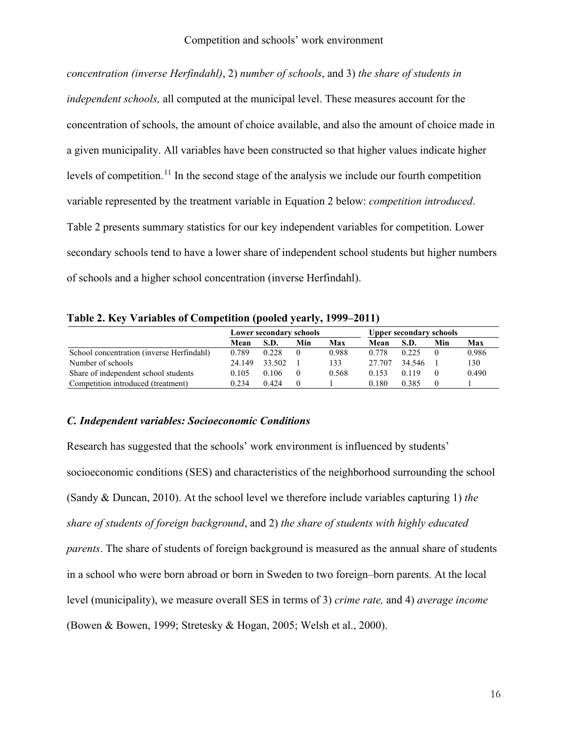*concentration (inverse Herfindahl)*, 2) *number of schools*, and 3) *the share of students in independent schools,* all computed at the municipal level. These measures account for the concentration of schools, the amount of choice available, and also the amount of choice made in a given municipality. All variables have been constructed so that higher values indicate higher levels of competition.[11] In the second stage of the analysis we include our fourth competition variable represented by the treatment variable in Equation 2 below: *competition introduced*. Table 2 presents summary statistics for our key independent variables for competition. Lower secondary schools tend to have a lower share of independent school students but higher numbers of schools and a higher school concentration (inverse Herfindahl).

**Table 2. Key Variables of Competition (pooled yearly, 1999–2011)**

| | Lower secondary schools | | | | Upper secondary schools | | | |
|---|---|---|---|---|---|---|---|---|
| | **Mean** | **S.D.** | **Min** | **Max** | **Mean** | **S.D.** | **Min** | **Max** |
| School concentration (inverse Herfindahl) | 0.789 | 0.228 | 0 | 0.988 | 0.778 | 0.225 | 0 | 0.986 |
| Number of schools | 24.149 | 33.502 | 1 | 133 | 27.707 | 34.546 | 1 | 130 |
| Share of independent school students | 0.105 | 0.106 | 0 | 0.568 | 0.153 | 0.119 | 0 | 0.490 |
| Competition introduced (treatment) | 0.234 | 0.424 | 0 | 1 | 0.180 | 0.385 | 0 | 1 |

### *C. Independent variables: Socioeconomic Conditions*

Research has suggested that the schools' work environment is influenced by students' socioeconomic conditions (SES) and characteristics of the neighborhood surrounding the school (Sandy & Duncan, 2010). At the school level we therefore include variables capturing 1) *the share of students of foreign background*, and 2) *the share of students with highly educated parents*. The share of students of foreign background is measured as the annual share of students in a school who were born abroad or born in Sweden to two foreign–born parents. At the local level (municipality), we measure overall SES in terms of 3) *crime rate,* and 4) *average income* (Bowen & Bowen, 1999; Stretesky & Hogan, 2005; Welsh et al., 2000).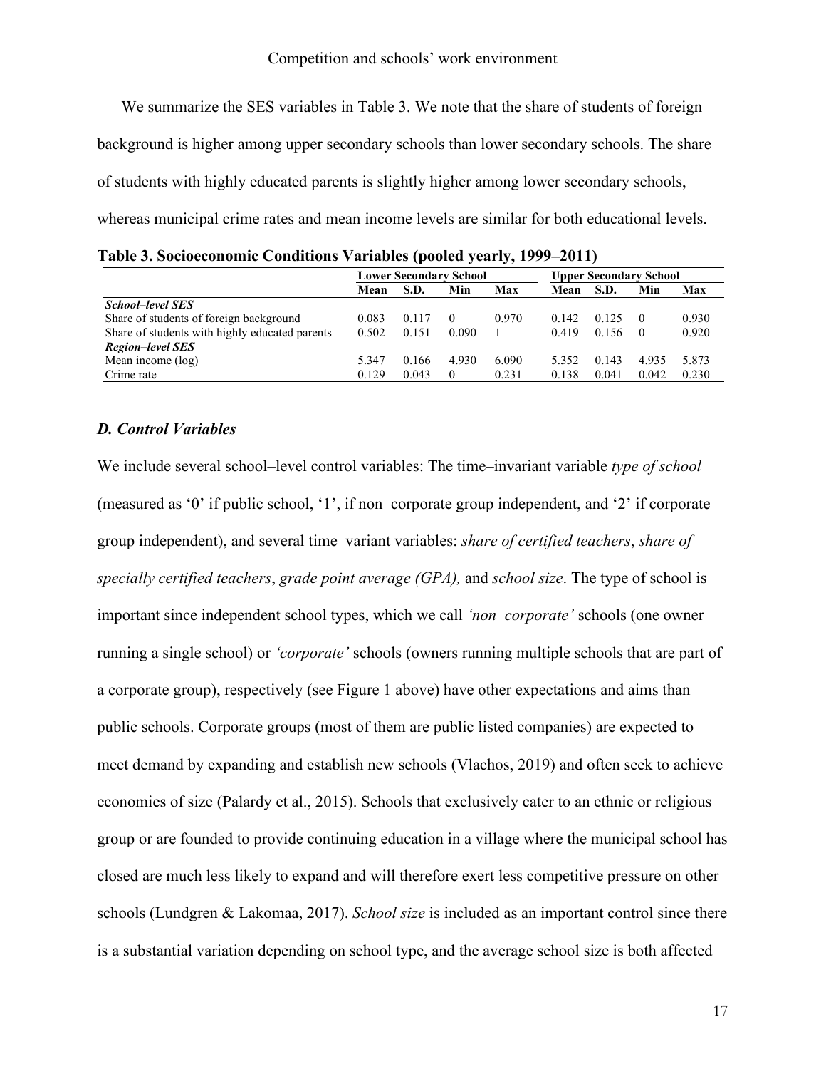We summarize the SES variables in Table 3. We note that the share of students of foreign background is higher among upper secondary schools than lower secondary schools. The share of students with highly educated parents is slightly higher among lower secondary schools, whereas municipal crime rates and mean income levels are similar for both educational levels.

**Table 3. Socioeconomic Conditions Variables (pooled yearly, 1999–2011)**

| | Lower Secondary School | | | | Upper Secondary School | | | |
|---|---|---|---|---|---|---|---|---|
| | Mean | S.D. | Min | Max | Mean | S.D. | Min | Max |
| ***School–level SES*** | | | | | | | | |
| Share of students of foreign background | 0.083 | 0.117 | 0 | 0.970 | 0.142 | 0.125 | 0 | 0.930 |
| Share of students with highly educated parents | 0.502 | 0.151 | 0.090 | 1 | 0.419 | 0.156 | 0 | 0.920 |
| ***Region–level SES*** | | | | | | | | |
| Mean income (log) | 5.347 | 0.166 | 4.930 | 6.090 | 5.352 | 0.143 | 4.935 | 5.873 |
| Crime rate | 0.129 | 0.043 | 0 | 0.231 | 0.138 | 0.041 | 0.042 | 0.230 |

### *D. Control Variables*

We include several school–level control variables: The time–invariant variable *type of school* (measured as '0' if public school, '1', if non–corporate group independent, and '2' if corporate group independent), and several time–variant variables: *share of certified teachers*, *share of specially certified teachers*, *grade point average (GPA),* and *school size*. The type of school is important since independent school types, which we call *'non–corporate'* schools (one owner running a single school) or *'corporate'* schools (owners running multiple schools that are part of a corporate group), respectively (see Figure 1 above) have other expectations and aims than public schools. Corporate groups (most of them are public listed companies) are expected to meet demand by expanding and establish new schools (Vlachos, 2019) and often seek to achieve economies of size (Palardy et al., 2015). Schools that exclusively cater to an ethnic or religious group or are founded to provide continuing education in a village where the municipal school has closed are much less likely to expand and will therefore exert less competitive pressure on other schools (Lundgren & Lakomaa, 2017). *School size* is included as an important control since there is a substantial variation depending on school type, and the average school size is both affected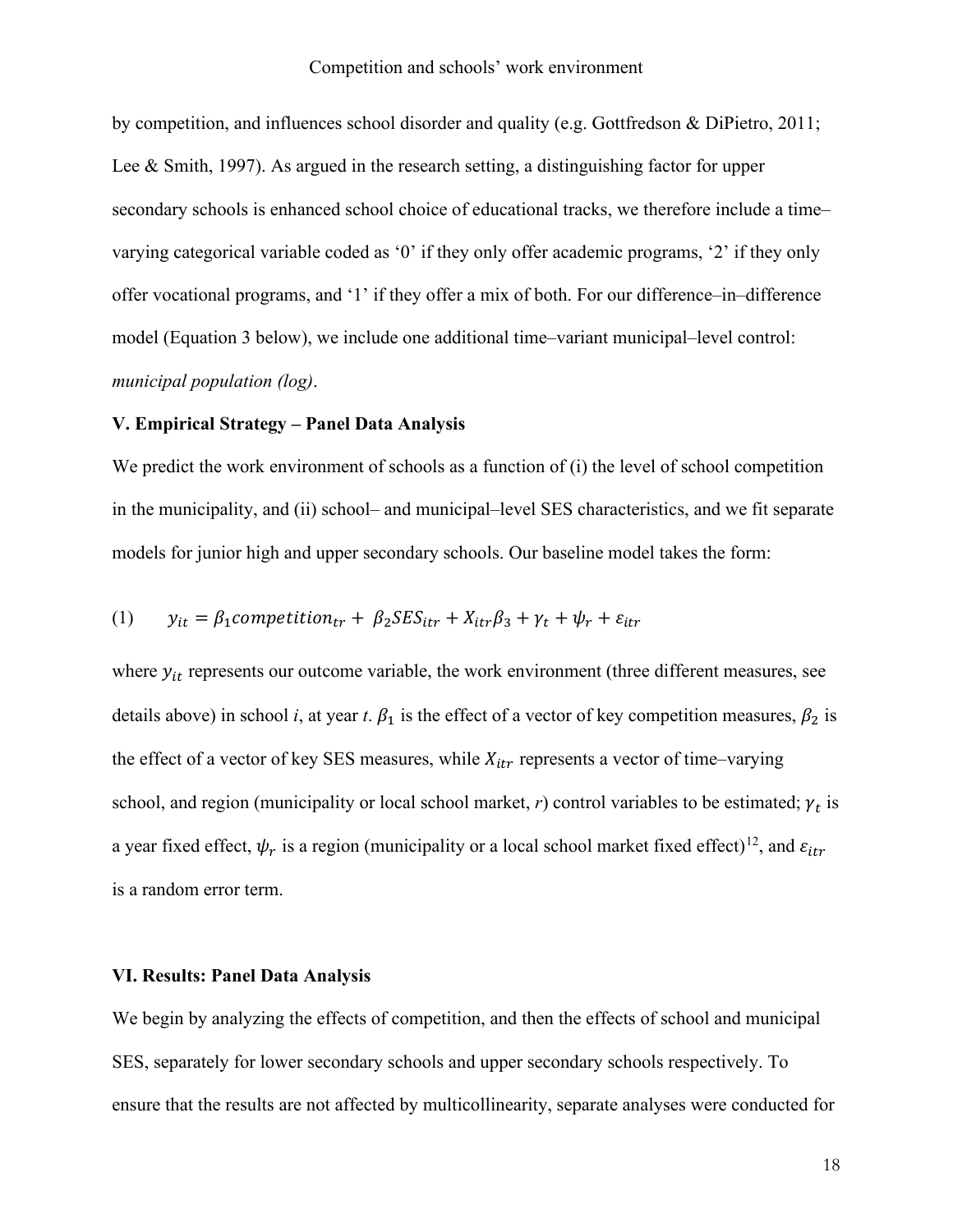by competition, and influences school disorder and quality (e.g. Gottfredson & DiPietro, 2011; Lee & Smith, 1997). As argued in the research setting, a distinguishing factor for upper secondary schools is enhanced school choice of educational tracks, we therefore include a time–varying categorical variable coded as '0' if they only offer academic programs, '2' if they only offer vocational programs, and '1' if they offer a mix of both. For our difference–in–difference model (Equation 3 below), we include one additional time–variant municipal–level control: *municipal population (log)*.

## V. Empirical Strategy – Panel Data Analysis

We predict the work environment of schools as a function of (i) the level of school competition in the municipality, and (ii) school– and municipal–level SES characteristics, and we fit separate models for junior high and upper secondary schools. Our baseline model takes the form:

$$(1) \qquad y_{it} = \beta_1 competition_{tr} + \beta_2 SES_{itr} + X_{itr}\beta_3 + \gamma_t + \psi_r + \varepsilon_{itr}$$

where $y_{it}$ represents our outcome variable, the work environment (three different measures, see details above) in school *i*, at year *t*. $\beta_1$ is the effect of a vector of key competition measures, $\beta_2$ is the effect of a vector of key SES measures, while $X_{itr}$ represents a vector of time–varying school, and region (municipality or local school market, *r*) control variables to be estimated; $\gamma_t$ is a year fixed effect, $\psi_r$ is a region (municipality or a local school market fixed effect)[12], and $\varepsilon_{itr}$ is a random error term.

## VI. Results: Panel Data Analysis

We begin by analyzing the effects of competition, and then the effects of school and municipal SES, separately for lower secondary schools and upper secondary schools respectively. To ensure that the results are not affected by multicollinearity, separate analyses were conducted for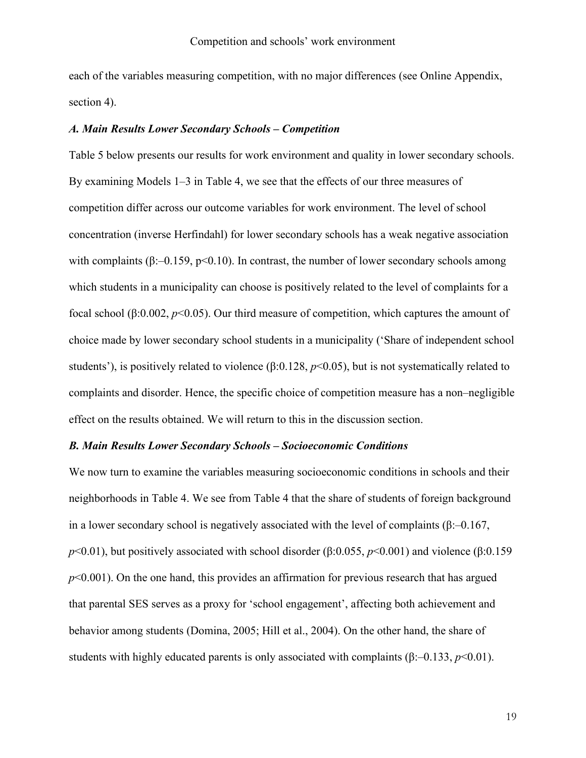each of the variables measuring competition, with no major differences (see Online Appendix, section 4).

### *A. Main Results Lower Secondary Schools – Competition*

Table 5 below presents our results for work environment and quality in lower secondary schools. By examining Models 1–3 in Table 4, we see that the effects of our three measures of competition differ across our outcome variables for work environment. The level of school concentration (inverse Herfindahl) for lower secondary schools has a weak negative association with complaints (β:–0.159, $p<0.10$). In contrast, the number of lower secondary schools among which students in a municipality can choose is positively related to the level of complaints for a focal school (β:0.002, $p<0.05$). Our third measure of competition, which captures the amount of choice made by lower secondary school students in a municipality ('Share of independent school students'), is positively related to violence (β:0.128, $p<0.05$), but is not systematically related to complaints and disorder. Hence, the specific choice of competition measure has a non–negligible effect on the results obtained. We will return to this in the discussion section.

### *B. Main Results Lower Secondary Schools – Socioeconomic Conditions*

We now turn to examine the variables measuring socioeconomic conditions in schools and their neighborhoods in Table 4. We see from Table 4 that the share of students of foreign background in a lower secondary school is negatively associated with the level of complaints (β:–0.167, $p<0.01$), but positively associated with school disorder (β:0.055, $p<0.001$) and violence (β:0.159 $p<0.001$). On the one hand, this provides an affirmation for previous research that has argued that parental SES serves as a proxy for 'school engagement', affecting both achievement and behavior among students (Domina, 2005; Hill et al., 2004). On the other hand, the share of students with highly educated parents is only associated with complaints (β:–0.133, $p<0.01$).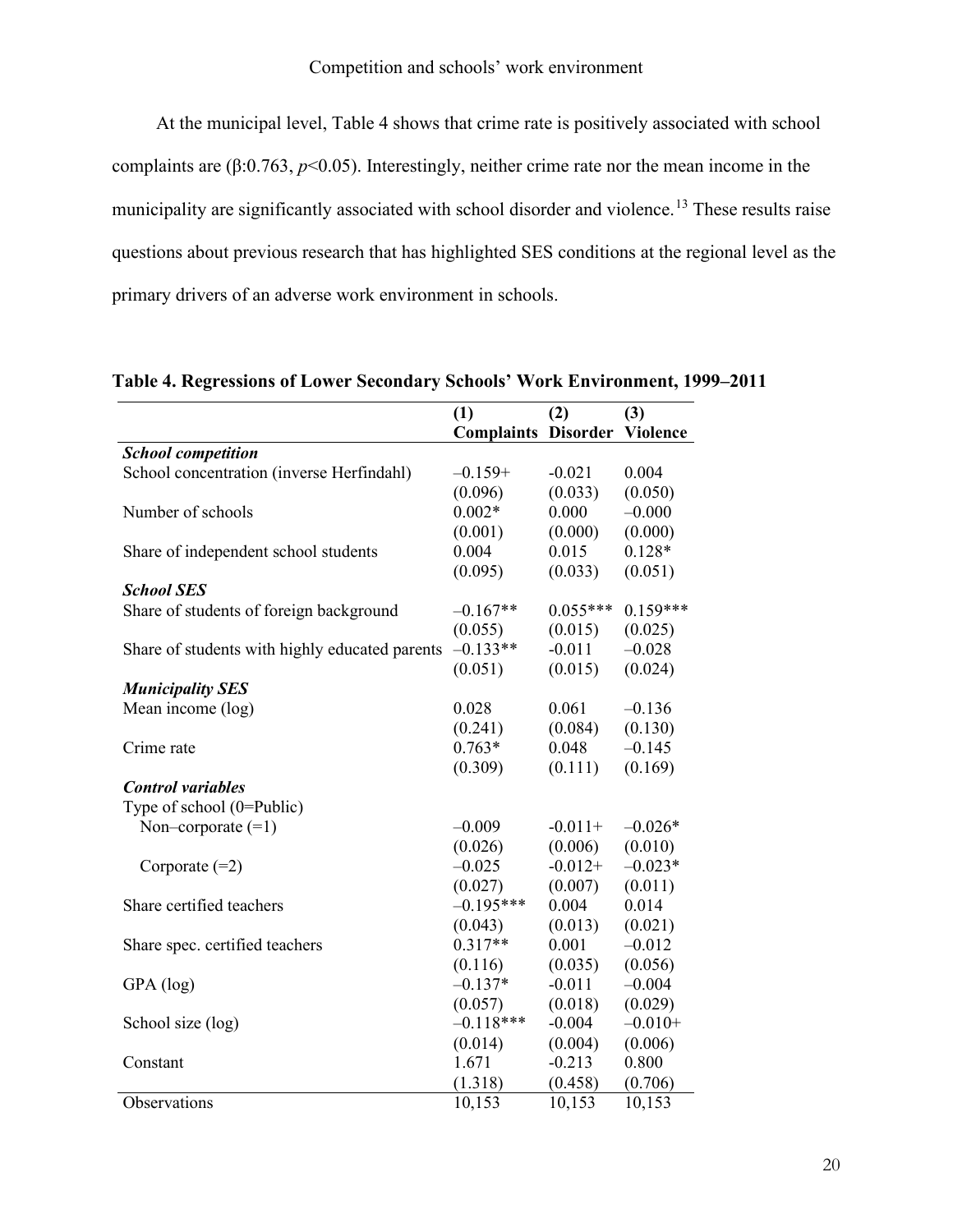At the municipal level, Table 4 shows that crime rate is positively associated with school complaints are (β:0.763, $p$<0.05). Interestingly, neither crime rate nor the mean income in the municipality are significantly associated with school disorder and violence.[13] These results raise questions about previous research that has highlighted SES conditions at the regional level as the primary drivers of an adverse work environment in schools.

**Table 4. Regressions of Lower Secondary Schools' Work Environment, 1999–2011**

| | (1) Complaints | (2) Disorder | (3) Violence |
|---|---|---|---|
| ***School competition*** | | | |
| School concentration (inverse Herfindahl) | –0.159+ | -0.021 | 0.004 |
| | (0.096) | (0.033) | (0.050) |
| Number of schools | 0.002* | 0.000 | –0.000 |
| | (0.001) | (0.000) | (0.000) |
| Share of independent school students | 0.004 | 0.015 | 0.128* |
| | (0.095) | (0.033) | (0.051) |
| ***School SES*** | | | |
| Share of students of foreign background | –0.167** | 0.055*** | 0.159*** |
| | (0.055) | (0.015) | (0.025) |
| Share of students with highly educated parents | –0.133** | -0.011 | –0.028 |
| | (0.051) | (0.015) | (0.024) |
| ***Municipality SES*** | | | |
| Mean income (log) | 0.028 | 0.061 | –0.136 |
| | (0.241) | (0.084) | (0.130) |
| Crime rate | 0.763* | 0.048 | –0.145 |
| | (0.309) | (0.111) | (0.169) |
| ***Control variables*** | | | |
| Type of school (0=Public) | | | |
| Non–corporate (=1) | –0.009 | -0.011+ | –0.026* |
| | (0.026) | (0.006) | (0.010) |
| Corporate (=2) | –0.025 | -0.012+ | –0.023* |
| | (0.027) | (0.007) | (0.011) |
| Share certified teachers | –0.195*** | 0.004 | 0.014 |
| | (0.043) | (0.013) | (0.021) |
| Share spec. certified teachers | 0.317** | 0.001 | –0.012 |
| | (0.116) | (0.035) | (0.056) |
| GPA (log) | –0.137* | -0.011 | –0.004 |
| | (0.057) | (0.018) | (0.029) |
| School size (log) | –0.118*** | -0.004 | –0.010+ |
| | (0.014) | (0.004) | (0.006) |
| Constant | 1.671 | -0.213 | 0.800 |
| | (1.318) | (0.458) | (0.706) |
| Observations | 10,153 | 10,153 | 10,153 |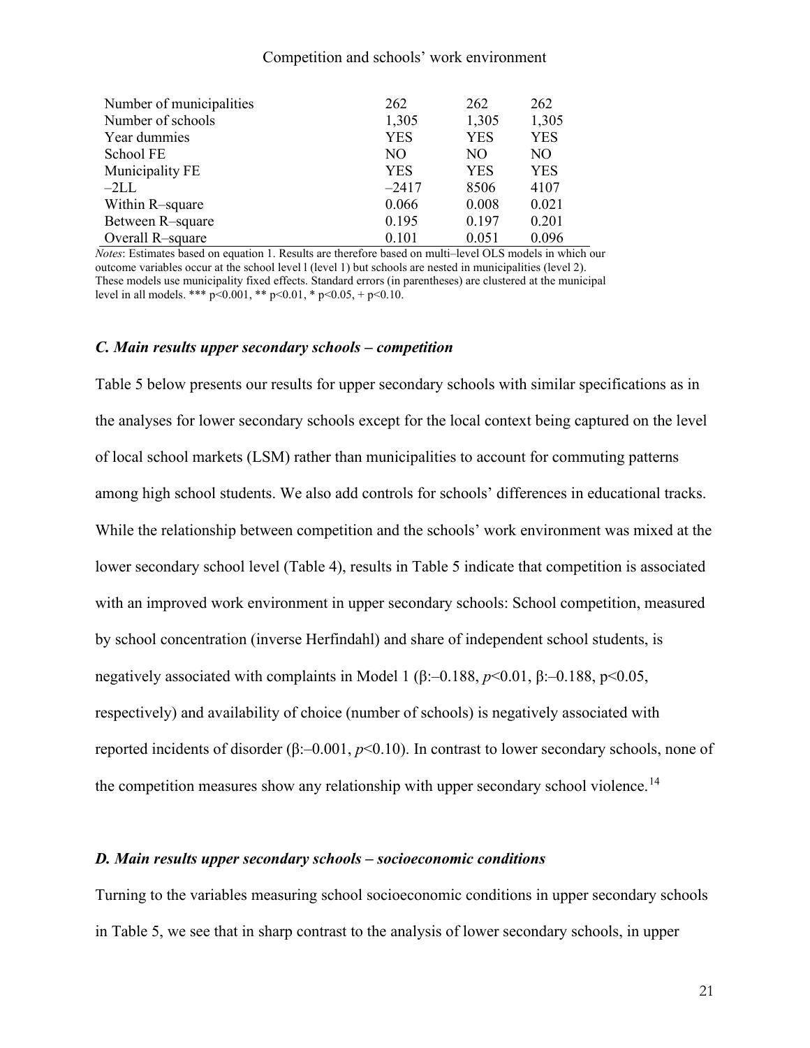| | | | |
|---|---|---|---|
| Number of municipalities | 262 | 262 | 262 |
| Number of schools | 1,305 | 1,305 | 1,305 |
| Year dummies | YES | YES | YES |
| School FE | NO | NO | NO |
| Municipality FE | YES | YES | YES |
| –2LL | –2417 | 8506 | 4107 |
| Within R–square | 0.066 | 0.008 | 0.021 |
| Between R–square | 0.195 | 0.197 | 0.201 |
| Overall R–square | 0.101 | 0.051 | 0.096 |

*Notes*: Estimates based on equation 1. Results are therefore based on multi–level OLS models in which our outcome variables occur at the school level l (level 1) but schools are nested in municipalities (level 2). These models use municipality fixed effects. Standard errors (in parentheses) are clustered at the municipal level in all models. *** p<0.001, ** p<0.01, * p<0.05, + p<0.10.

### *C. Main results upper secondary schools – competition*

Table 5 below presents our results for upper secondary schools with similar specifications as in the analyses for lower secondary schools except for the local context being captured on the level of local school markets (LSM) rather than municipalities to account for commuting patterns among high school students. We also add controls for schools' differences in educational tracks. While the relationship between competition and the schools' work environment was mixed at the lower secondary school level (Table 4), results in Table 5 indicate that competition is associated with an improved work environment in upper secondary schools: School competition, measured by school concentration (inverse Herfindahl) and share of independent school students, is negatively associated with complaints in Model 1 (β:–0.188, *p*<0.01, β:–0.188, p<0.05, respectively) and availability of choice (number of schools) is negatively associated with reported incidents of disorder (β:–0.001, *p*<0.10). In contrast to lower secondary schools, none of the competition measures show any relationship with upper secondary school violence.[14]

### *D. Main results upper secondary schools – socioeconomic conditions*

Turning to the variables measuring school socioeconomic conditions in upper secondary schools in Table 5, we see that in sharp contrast to the analysis of lower secondary schools, in upper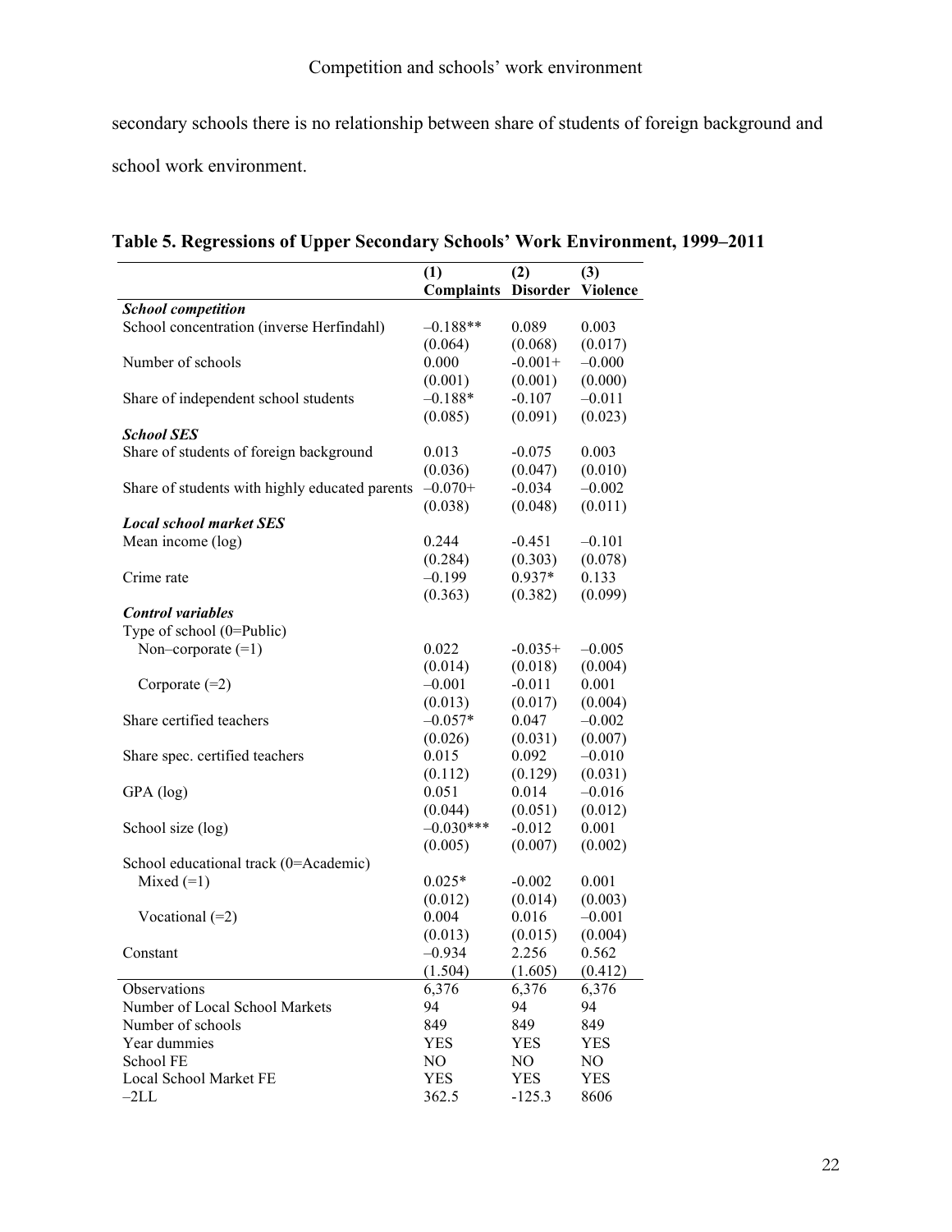secondary schools there is no relationship between share of students of foreign background and school work environment.

**Table 5. Regressions of Upper Secondary Schools' Work Environment, 1999–2011**

| | (1) Complaints | (2) Disorder | (3) Violence |
|---|---|---|---|
| ***School competition*** | | | |
| School concentration (inverse Herfindahl) | –0.188** | 0.089 | 0.003 |
| | (0.064) | (0.068) | (0.017) |
| Number of schools | 0.000 | -0.001+ | –0.000 |
| | (0.001) | (0.001) | (0.000) |
| Share of independent school students | –0.188* | -0.107 | –0.011 |
| | (0.085) | (0.091) | (0.023) |
| ***School SES*** | | | |
| Share of students of foreign background | 0.013 | -0.075 | 0.003 |
| | (0.036) | (0.047) | (0.010) |
| Share of students with highly educated parents | –0.070+ | -0.034 | –0.002 |
| | (0.038) | (0.048) | (0.011) |
| ***Local school market SES*** | | | |
| Mean income (log) | 0.244 | -0.451 | –0.101 |
| | (0.284) | (0.303) | (0.078) |
| Crime rate | –0.199 | 0.937* | 0.133 |
| | (0.363) | (0.382) | (0.099) |
| ***Control variables*** | | | |
| Type of school (0=Public) | | | |
| Non–corporate (=1) | 0.022 | -0.035+ | –0.005 |
| | (0.014) | (0.018) | (0.004) |
| Corporate (=2) | –0.001 | -0.011 | 0.001 |
| | (0.013) | (0.017) | (0.004) |
| Share certified teachers | –0.057* | 0.047 | –0.002 |
| | (0.026) | (0.031) | (0.007) |
| Share spec. certified teachers | 0.015 | 0.092 | –0.010 |
| | (0.112) | (0.129) | (0.031) |
| GPA (log) | 0.051 | 0.014 | –0.016 |
| | (0.044) | (0.051) | (0.012) |
| School size (log) | –0.030*** | -0.012 | 0.001 |
| | (0.005) | (0.007) | (0.002) |
| School educational track (0=Academic) | | | |
| Mixed (=1) | 0.025* | -0.002 | 0.001 |
| | (0.012) | (0.014) | (0.003) |
| Vocational (=2) | 0.004 | 0.016 | –0.001 |
| | (0.013) | (0.015) | (0.004) |
| Constant | –0.934 | 2.256 | 0.562 |
| | (1.504) | (1.605) | (0.412) |
| Observations | 6,376 | 6,376 | 6,376 |
| Number of Local School Markets | 94 | 94 | 94 |
| Number of schools | 849 | 849 | 849 |
| Year dummies | YES | YES | YES |
| School FE | NO | NO | NO |
| Local School Market FE | YES | YES | YES |
| –2LL | 362.5 | -125.3 | 8606 |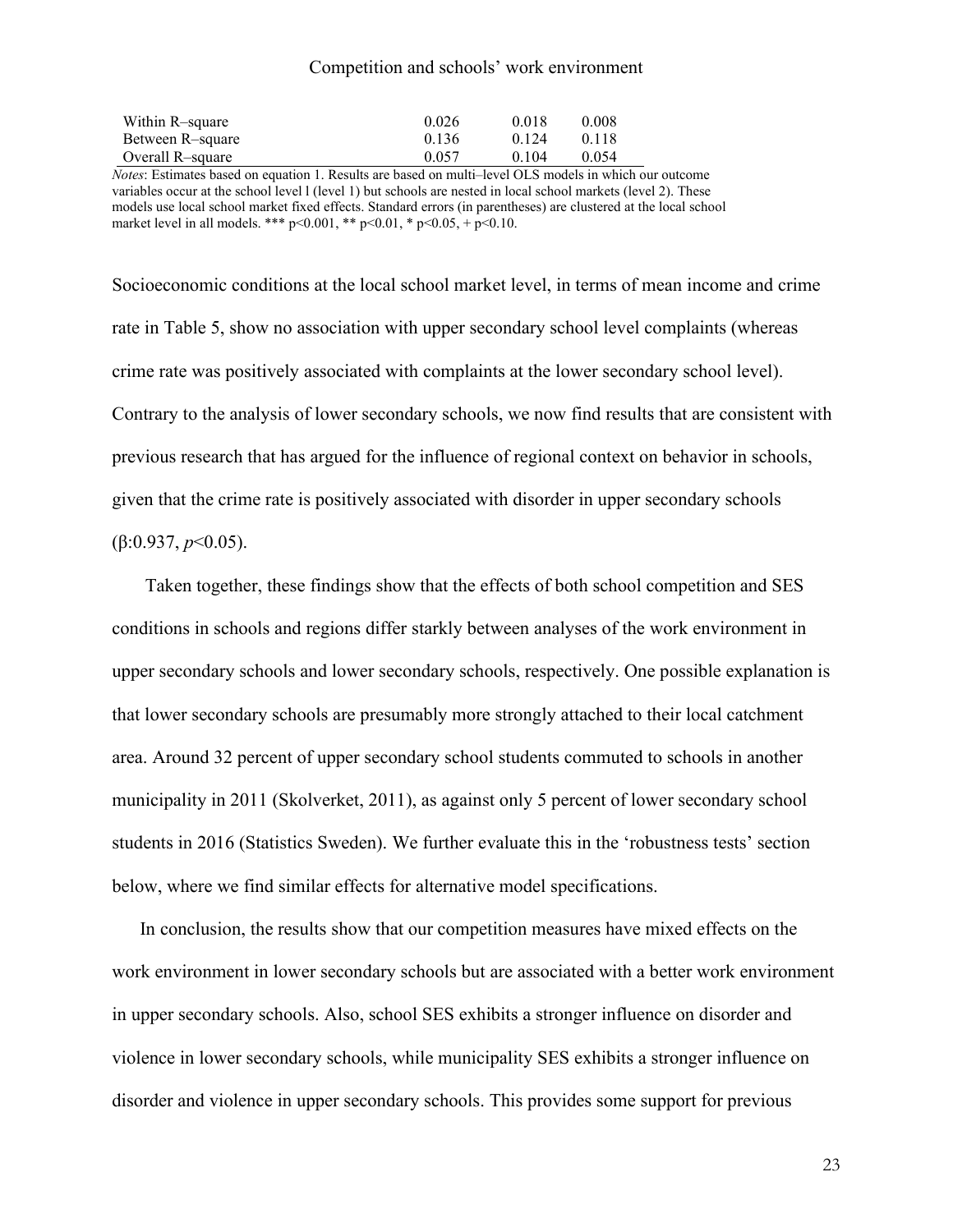|  |  |  |  |
| --- | --- | --- | --- |
| Within R–square | 0.026 | 0.018 | 0.008 |
| Between R–square | 0.136 | 0.124 | 0.118 |
| Overall R–square | 0.057 | 0.104 | 0.054 |

*Notes*: Estimates based on equation 1. Results are based on multi–level OLS models in which our outcome variables occur at the school level l (level 1) but schools are nested in local school markets (level 2). These models use local school market fixed effects. Standard errors (in parentheses) are clustered at the local school market level in all models. *** p<0.001, ** p<0.01, * p<0.05, + p<0.10.

Socioeconomic conditions at the local school market level, in terms of mean income and crime rate in Table 5, show no association with upper secondary school level complaints (whereas crime rate was positively associated with complaints at the lower secondary school level). Contrary to the analysis of lower secondary schools, we now find results that are consistent with previous research that has argued for the influence of regional context on behavior in schools, given that the crime rate is positively associated with disorder in upper secondary schools (β:0.937, $p<0.05$).

Taken together, these findings show that the effects of both school competition and SES conditions in schools and regions differ starkly between analyses of the work environment in upper secondary schools and lower secondary schools, respectively. One possible explanation is that lower secondary schools are presumably more strongly attached to their local catchment area. Around 32 percent of upper secondary school students commuted to schools in another municipality in 2011 (Skolverket, 2011), as against only 5 percent of lower secondary school students in 2016 (Statistics Sweden). We further evaluate this in the 'robustness tests' section below, where we find similar effects for alternative model specifications.

In conclusion, the results show that our competition measures have mixed effects on the work environment in lower secondary schools but are associated with a better work environment in upper secondary schools. Also, school SES exhibits a stronger influence on disorder and violence in lower secondary schools, while municipality SES exhibits a stronger influence on disorder and violence in upper secondary schools. This provides some support for previous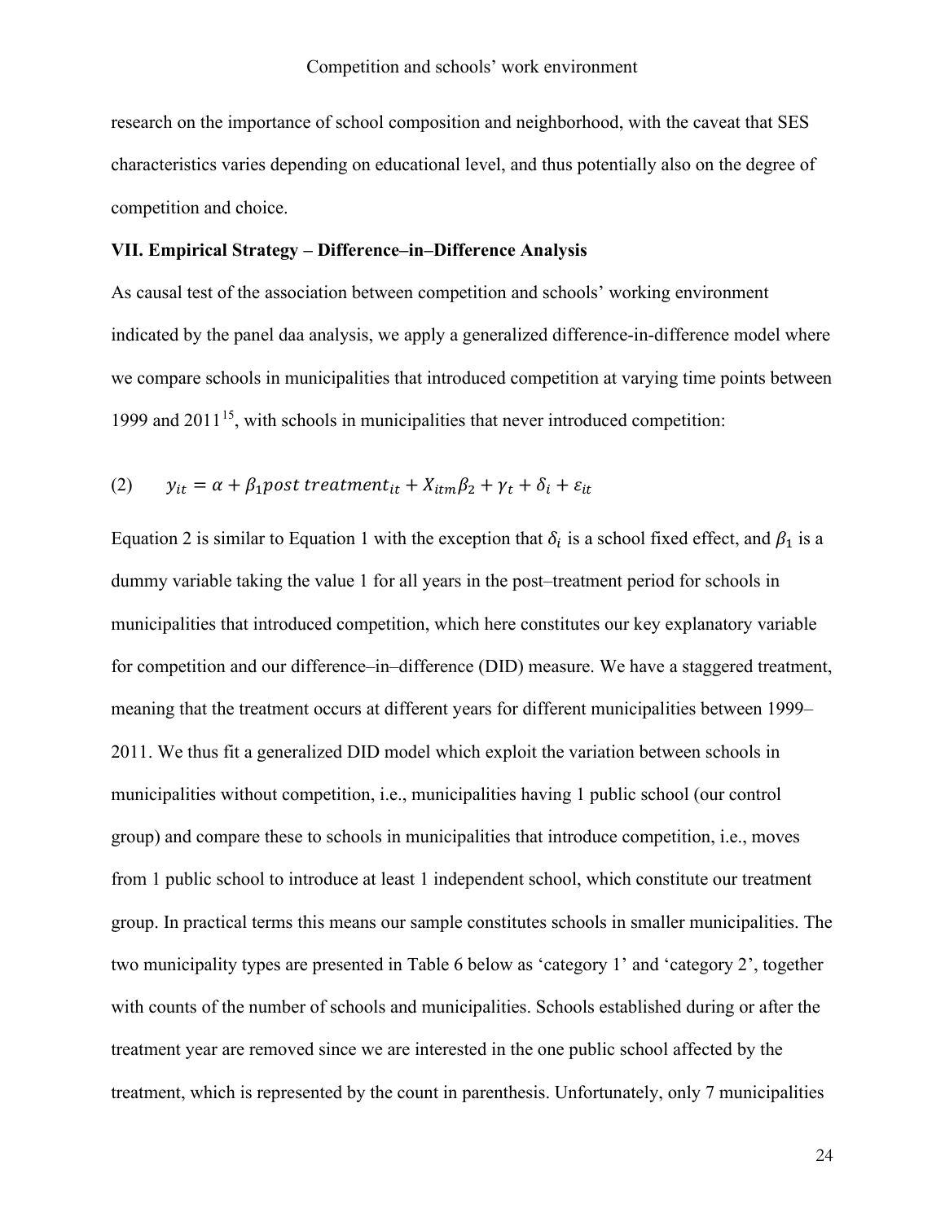research on the importance of school composition and neighborhood, with the caveat that SES characteristics varies depending on educational level, and thus potentially also on the degree of competition and choice.

## VII. Empirical Strategy – Difference–in–Difference Analysis

As causal test of the association between competition and schools' working environment indicated by the panel daa analysis, we apply a generalized difference-in-difference model where we compare schools in municipalities that introduced competition at varying time points between 1999 and 2011[15], with schools in municipalities that never introduced competition:

$$(2) \qquad y_{it} = \alpha + \beta_1 post\ treatment_{it} + X_{itm}\beta_2 + \gamma_t + \delta_i + \varepsilon_{it}$$

Equation 2 is similar to Equation 1 with the exception that $\delta_i$ is a school fixed effect, and $\beta_1$ is a dummy variable taking the value 1 for all years in the post–treatment period for schools in municipalities that introduced competition, which here constitutes our key explanatory variable for competition and our difference–in–difference (DID) measure. We have a staggered treatment, meaning that the treatment occurs at different years for different municipalities between 1999–2011. We thus fit a generalized DID model which exploit the variation between schools in municipalities without competition, i.e., municipalities having 1 public school (our control group) and compare these to schools in municipalities that introduce competition, i.e., moves from 1 public school to introduce at least 1 independent school, which constitute our treatment group. In practical terms this means our sample constitutes schools in smaller municipalities. The two municipality types are presented in Table 6 below as 'category 1' and 'category 2', together with counts of the number of schools and municipalities. Schools established during or after the treatment year are removed since we are interested in the one public school affected by the treatment, which is represented by the count in parenthesis. Unfortunately, only 7 municipalities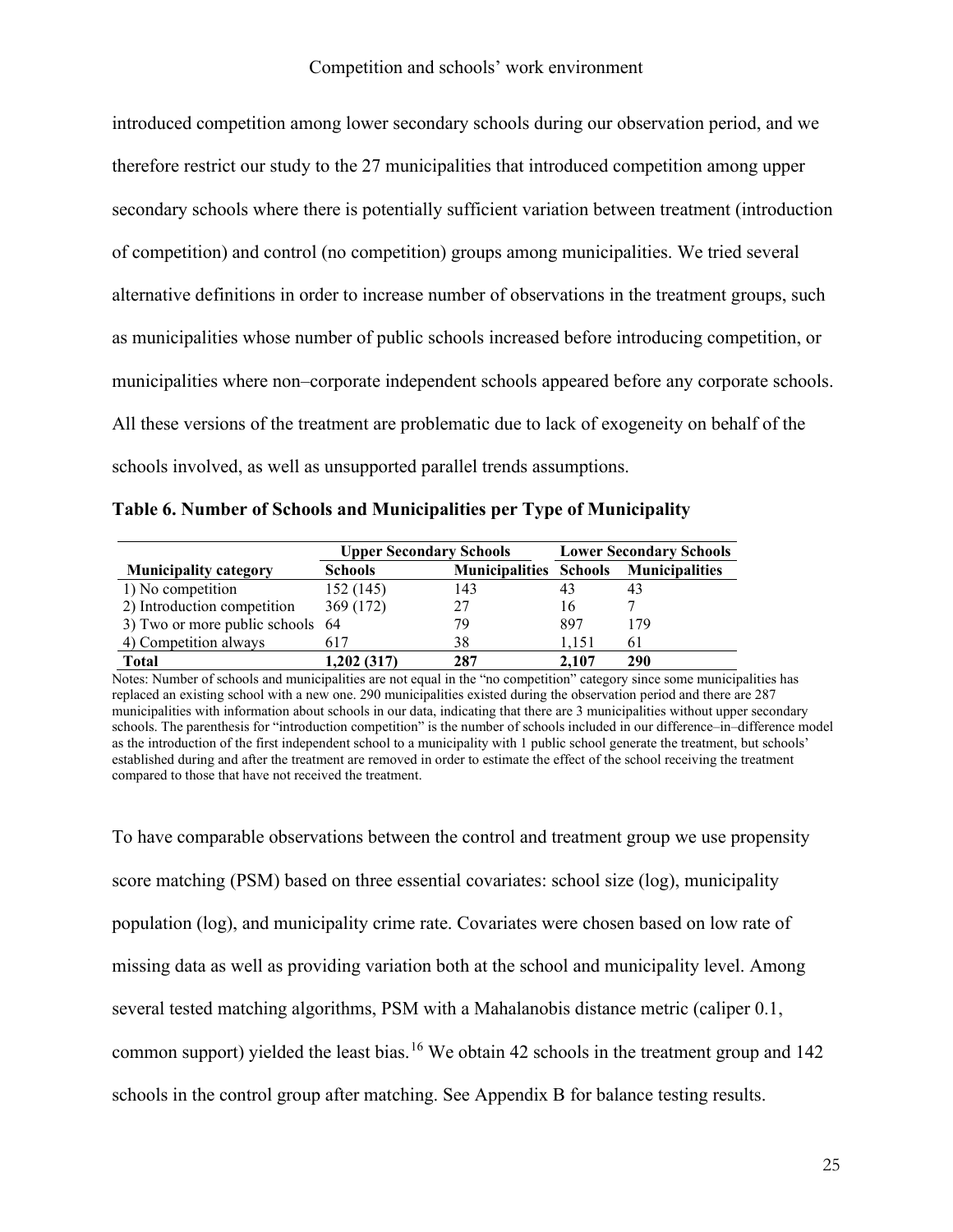introduced competition among lower secondary schools during our observation period, and we therefore restrict our study to the 27 municipalities that introduced competition among upper secondary schools where there is potentially sufficient variation between treatment (introduction of competition) and control (no competition) groups among municipalities. We tried several alternative definitions in order to increase number of observations in the treatment groups, such as municipalities whose number of public schools increased before introducing competition, or municipalities where non–corporate independent schools appeared before any corporate schools. All these versions of the treatment are problematic due to lack of exogeneity on behalf of the schools involved, as well as unsupported parallel trends assumptions.

**Table 6. Number of Schools and Municipalities per Type of Municipality**

| | **Upper Secondary Schools** | | **Lower Secondary Schools** | |
|---|---|---|---|---|
| **Municipality category** | **Schools** | **Municipalities** | **Schools** | **Municipalities** |
| 1) No competition | 152 (145) | 143 | 43 | 43 |
| 2) Introduction competition | 369 (172) | 27 | 16 | 7 |
| 3) Two or more public schools | 64 | 79 | 897 | 179 |
| 4) Competition always | 617 | 38 | 1,151 | 61 |
| **Total** | **1,202 (317)** | **287** | **2,107** | **290** |

Notes: Number of schools and municipalities are not equal in the "no competition" category since some municipalities has replaced an existing school with a new one. 290 municipalities existed during the observation period and there are 287 municipalities with information about schools in our data, indicating that there are 3 municipalities without upper secondary schools. The parenthesis for "introduction competition" is the number of schools included in our difference–in–difference model as the introduction of the first independent school to a municipality with 1 public school generate the treatment, but schools' established during and after the treatment are removed in order to estimate the effect of the school receiving the treatment compared to those that have not received the treatment.

To have comparable observations between the control and treatment group we use propensity score matching (PSM) based on three essential covariates: school size (log), municipality population (log), and municipality crime rate. Covariates were chosen based on low rate of missing data as well as providing variation both at the school and municipality level. Among several tested matching algorithms, PSM with a Mahalanobis distance metric (caliper 0.1, common support) yielded the least bias.[16] We obtain 42 schools in the treatment group and 142 schools in the control group after matching. See Appendix B for balance testing results.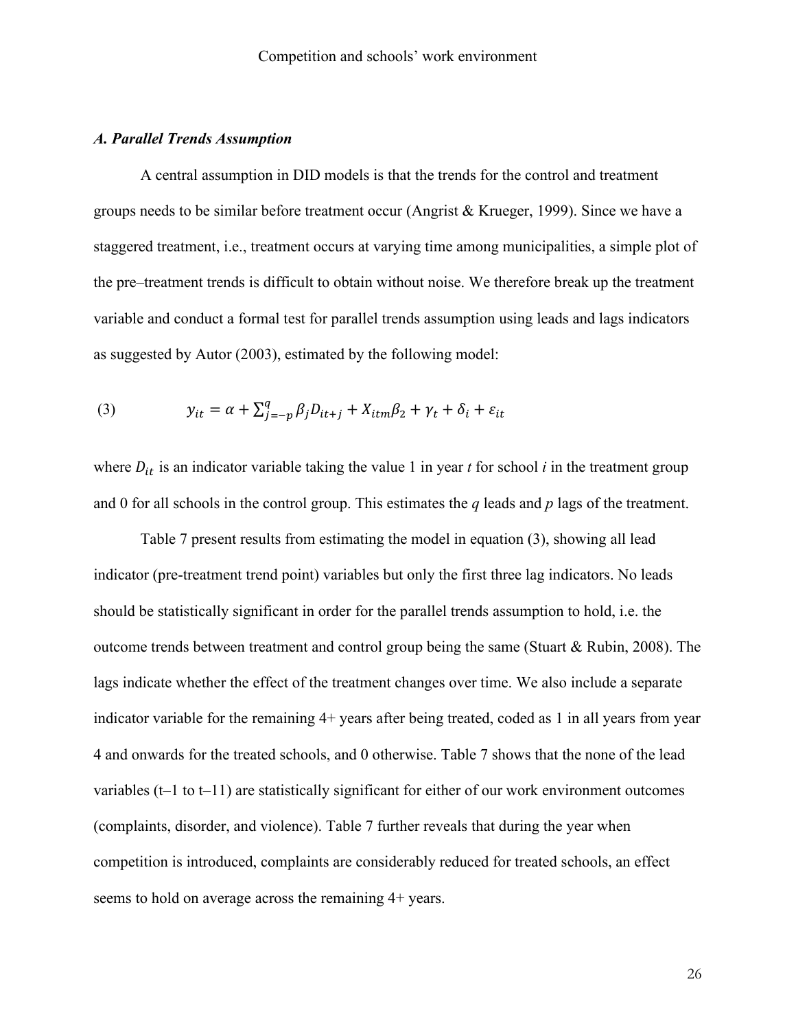### *A. Parallel Trends Assumption*

A central assumption in DID models is that the trends for the control and treatment groups needs to be similar before treatment occur (Angrist & Krueger, 1999). Since we have a staggered treatment, i.e., treatment occurs at varying time among municipalities, a simple plot of the pre–treatment trends is difficult to obtain without noise. We therefore break up the treatment variable and conduct a formal test for parallel trends assumption using leads and lags indicators as suggested by Autor (2003), estimated by the following model:

$$y_{it} = \alpha + \sum_{j=-p}^{q} \beta_j D_{it+j} + X_{itm}\beta_2 + \gamma_t + \delta_i + \varepsilon_{it} \tag{3}$$

where $D_{it}$ is an indicator variable taking the value 1 in year *t* for school *i* in the treatment group and 0 for all schools in the control group. This estimates the *q* leads and *p* lags of the treatment.

Table 7 present results from estimating the model in equation (3), showing all lead indicator (pre-treatment trend point) variables but only the first three lag indicators. No leads should be statistically significant in order for the parallel trends assumption to hold, i.e. the outcome trends between treatment and control group being the same (Stuart & Rubin, 2008). The lags indicate whether the effect of the treatment changes over time. We also include a separate indicator variable for the remaining 4+ years after being treated, coded as 1 in all years from year 4 and onwards for the treated schools, and 0 otherwise. Table 7 shows that the none of the lead variables (t–1 to t–11) are statistically significant for either of our work environment outcomes (complaints, disorder, and violence). Table 7 further reveals that during the year when competition is introduced, complaints are considerably reduced for treated schools, an effect seems to hold on average across the remaining 4+ years.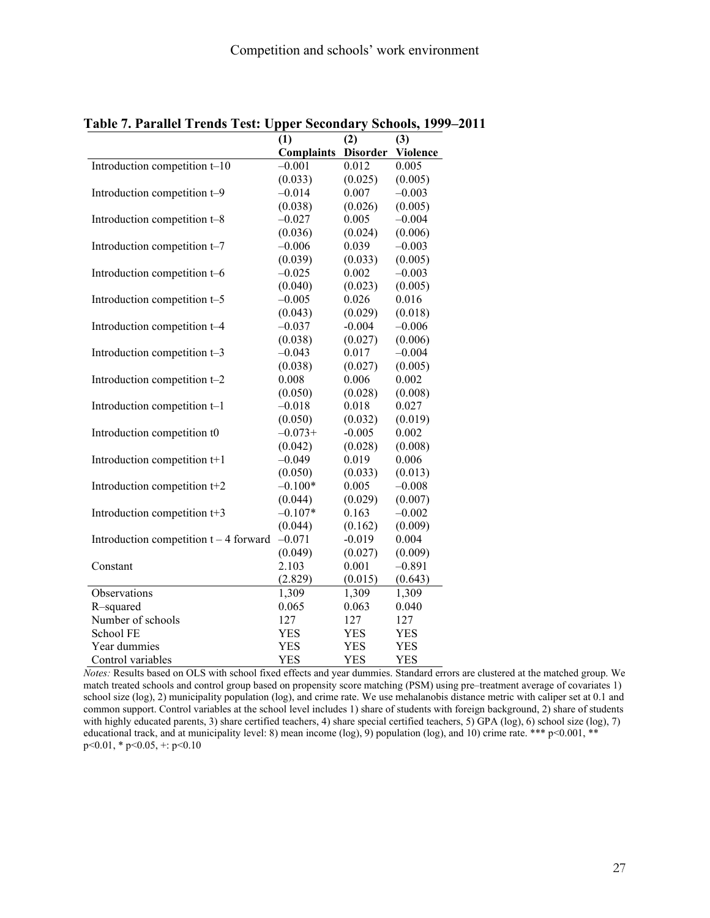**Table 7. Parallel Trends Test: Upper Secondary Schools, 1999–2011**

| | (1) | (2) | (3) |
|---|---|---|---|
| | **Complaints** | **Disorder** | **Violence** |
| Introduction competition t–10 | –0.001 | 0.012 | 0.005 |
| | (0.033) | (0.025) | (0.005) |
| Introduction competition t–9 | –0.014 | 0.007 | –0.003 |
| | (0.038) | (0.026) | (0.005) |
| Introduction competition t–8 | –0.027 | 0.005 | –0.004 |
| | (0.036) | (0.024) | (0.006) |
| Introduction competition t–7 | –0.006 | 0.039 | –0.003 |
| | (0.039) | (0.033) | (0.005) |
| Introduction competition t–6 | –0.025 | 0.002 | –0.003 |
| | (0.040) | (0.023) | (0.005) |
| Introduction competition t–5 | –0.005 | 0.026 | 0.016 |
| | (0.043) | (0.029) | (0.018) |
| Introduction competition t–4 | –0.037 | -0.004 | –0.006 |
| | (0.038) | (0.027) | (0.006) |
| Introduction competition t–3 | –0.043 | 0.017 | –0.004 |
| | (0.038) | (0.027) | (0.005) |
| Introduction competition t–2 | 0.008 | 0.006 | 0.002 |
| | (0.050) | (0.028) | (0.008) |
| Introduction competition t–1 | –0.018 | 0.018 | 0.027 |
| | (0.050) | (0.032) | (0.019) |
| Introduction competition t0 | –0.073+ | -0.005 | 0.002 |
| | (0.042) | (0.028) | (0.008) |
| Introduction competition t+1 | –0.049 | 0.019 | 0.006 |
| | (0.050) | (0.033) | (0.013) |
| Introduction competition t+2 | –0.100* | 0.005 | –0.008 |
| | (0.044) | (0.029) | (0.007) |
| Introduction competition t+3 | –0.107* | 0.163 | –0.002 |
| | (0.044) | (0.162) | (0.009) |
| Introduction competition t – 4 forward | –0.071 | -0.019 | 0.004 |
| | (0.049) | (0.027) | (0.009) |
| Constant | 2.103 | 0.001 | –0.891 |
| | (2.829) | (0.015) | (0.643) |
| Observations | 1,309 | 1,309 | 1,309 |
| R–squared | 0.065 | 0.063 | 0.040 |
| Number of schools | 127 | 127 | 127 |
| School FE | YES | YES | YES |
| Year dummies | YES | YES | YES |
| Control variables | YES | YES | YES |

*Notes:* Results based on OLS with school fixed effects and year dummies. Standard errors are clustered at the matched group. We match treated schools and control group based on propensity score matching (PSM) using pre–treatment average of covariates 1) school size (log), 2) municipality population (log), and crime rate. We use mehalanobis distance metric with caliper set at 0.1 and common support. Control variables at the school level includes 1) share of students with foreign background, 2) share of students with highly educated parents, 3) share certified teachers, 4) share special certified teachers, 5) GPA (log), 6) school size (log), 7) educational track, and at municipality level: 8) mean income (log), 9) population (log), and 10) crime rate. *** $p<0.001$, ** $p<0.01$, * $p<0.05$, +: $p<0.10$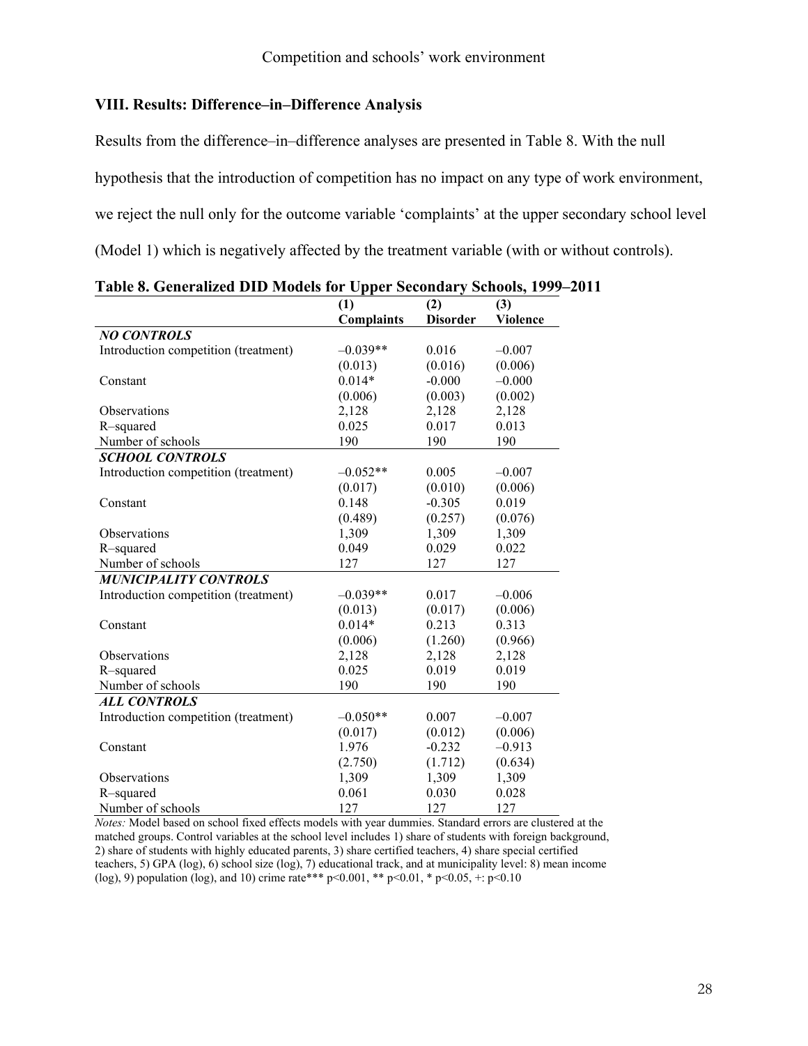## VIII. Results: Difference–in–Difference Analysis

Results from the difference–in–difference analyses are presented in Table 8. With the null hypothesis that the introduction of competition has no impact on any type of work environment, we reject the null only for the outcome variable 'complaints' at the upper secondary school level (Model 1) which is negatively affected by the treatment variable (with or without controls).

**Table 8. Generalized DID Models for Upper Secondary Schools, 1999–2011**

| | (1) Complaints | (2) Disorder | (3) Violence |
|---|---|---|---|
| ***NO CONTROLS*** | | | |
| Introduction competition (treatment) | –0.039** | 0.016 | –0.007 |
| | (0.013) | (0.016) | (0.006) |
| Constant | 0.014* | -0.000 | –0.000 |
| | (0.006) | (0.003) | (0.002) |
| Observations | 2,128 | 2,128 | 2,128 |
| R–squared | 0.025 | 0.017 | 0.013 |
| Number of schools | 190 | 190 | 190 |
| ***SCHOOL CONTROLS*** | | | |
| Introduction competition (treatment) | –0.052** | 0.005 | –0.007 |
| | (0.017) | (0.010) | (0.006) |
| Constant | 0.148 | -0.305 | 0.019 |
| | (0.489) | (0.257) | (0.076) |
| Observations | 1,309 | 1,309 | 1,309 |
| R–squared | 0.049 | 0.029 | 0.022 |
| Number of schools | 127 | 127 | 127 |
| ***MUNICIPALITY CONTROLS*** | | | |
| Introduction competition (treatment) | –0.039** | 0.017 | –0.006 |
| | (0.013) | (0.017) | (0.006) |
| Constant | 0.014* | 0.213 | 0.313 |
| | (0.006) | (1.260) | (0.966) |
| Observations | 2,128 | 2,128 | 2,128 |
| R–squared | 0.025 | 0.019 | 0.019 |
| Number of schools | 190 | 190 | 190 |
| ***ALL CONTROLS*** | | | |
| Introduction competition (treatment) | –0.050** | 0.007 | –0.007 |
| | (0.017) | (0.012) | (0.006) |
| Constant | 1.976 | -0.232 | –0.913 |
| | (2.750) | (1.712) | (0.634) |
| Observations | 1,309 | 1,309 | 1,309 |
| R–squared | 0.061 | 0.030 | 0.028 |
| Number of schools | 127 | 127 | 127 |

*Notes:* Model based on school fixed effects models with year dummies. Standard errors are clustered at the matched groups. Control variables at the school level includes 1) share of students with foreign background, 2) share of students with highly educated parents, 3) share certified teachers, 4) share special certified teachers, 5) GPA (log), 6) school size (log), 7) educational track, and at municipality level: 8) mean income (log), 9) population (log), and 10) crime rate*** p<0.001, ** p<0.01, * p<0.05, +: p<0.10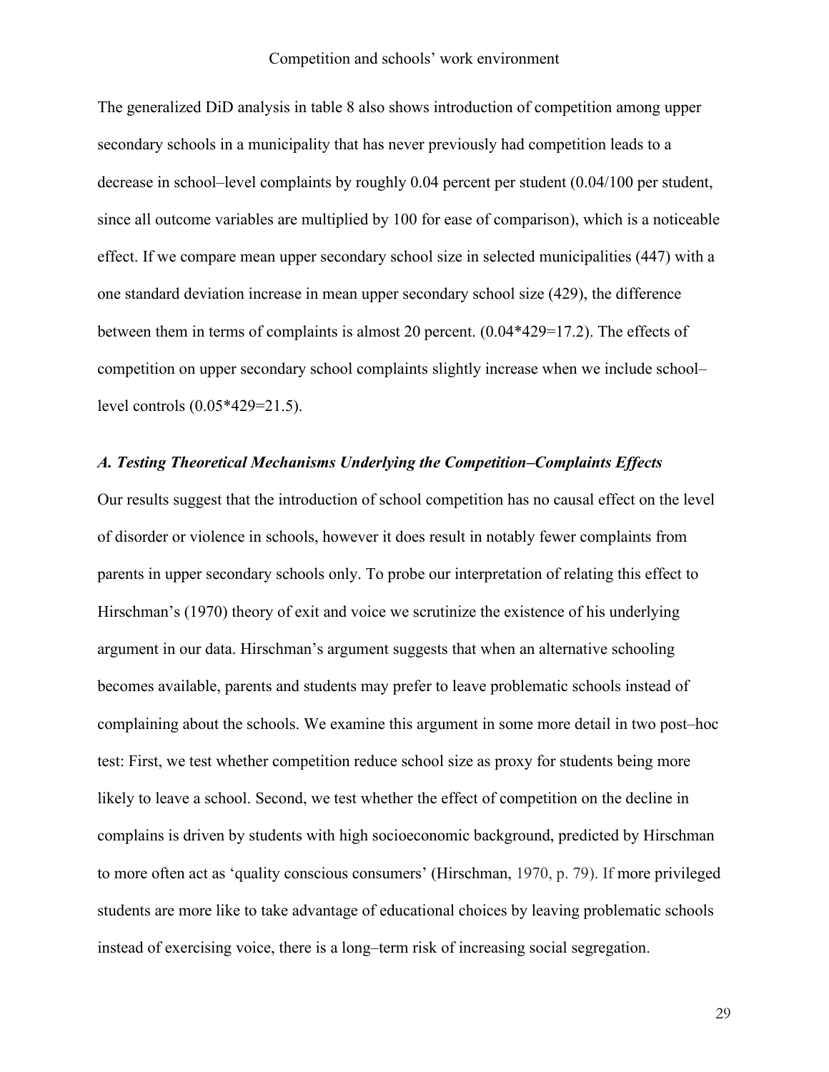The generalized DiD analysis in table 8 also shows introduction of competition among upper secondary schools in a municipality that has never previously had competition leads to a decrease in school–level complaints by roughly 0.04 percent per student (0.04/100 per student, since all outcome variables are multiplied by 100 for ease of comparison), which is a noticeable effect. If we compare mean upper secondary school size in selected municipalities (447) with a one standard deviation increase in mean upper secondary school size (429), the difference between them in terms of complaints is almost 20 percent. (0.04*429=17.2). The effects of competition on upper secondary school complaints slightly increase when we include school–level controls (0.05*429=21.5).

### *A. Testing Theoretical Mechanisms Underlying the Competition–Complaints Effects*

Our results suggest that the introduction of school competition has no causal effect on the level of disorder or violence in schools, however it does result in notably fewer complaints from parents in upper secondary schools only. To probe our interpretation of relating this effect to Hirschman's (1970) theory of exit and voice we scrutinize the existence of his underlying argument in our data. Hirschman's argument suggests that when an alternative schooling becomes available, parents and students may prefer to leave problematic schools instead of complaining about the schools. We examine this argument in some more detail in two post–hoc test: First, we test whether competition reduce school size as proxy for students being more likely to leave a school. Second, we test whether the effect of competition on the decline in complains is driven by students with high socioeconomic background, predicted by Hirschman to more often act as 'quality conscious consumers' (Hirschman, 1970, p. 79). If more privileged students are more like to take advantage of educational choices by leaving problematic schools instead of exercising voice, there is a long–term risk of increasing social segregation.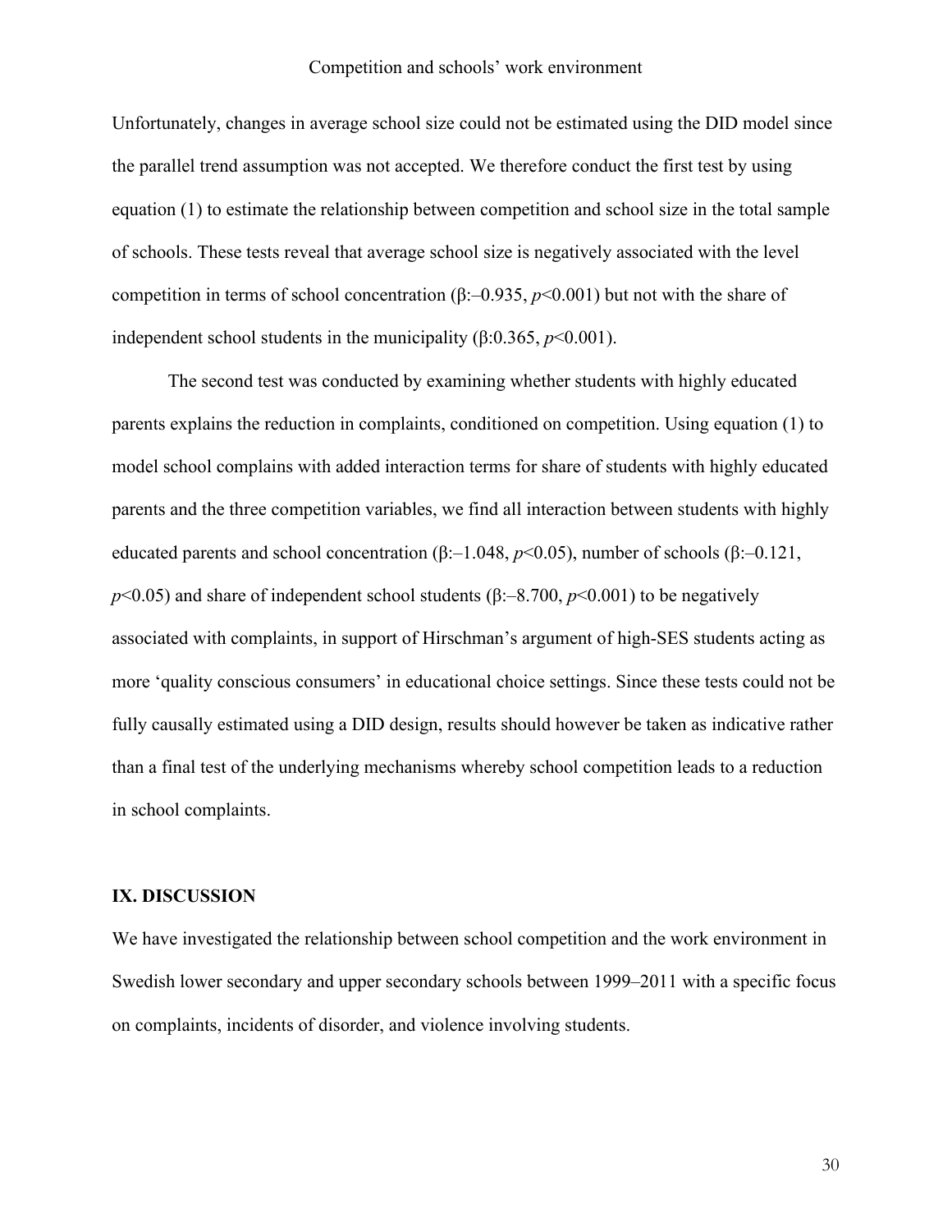Unfortunately, changes in average school size could not be estimated using the DID model since the parallel trend assumption was not accepted. We therefore conduct the first test by using equation (1) to estimate the relationship between competition and school size in the total sample of schools. These tests reveal that average school size is negatively associated with the level competition in terms of school concentration (β:–0.935, $p<0.001$) but not with the share of independent school students in the municipality (β:0.365, $p<0.001$).

The second test was conducted by examining whether students with highly educated parents explains the reduction in complaints, conditioned on competition. Using equation (1) to model school complains with added interaction terms for share of students with highly educated parents and the three competition variables, we find all interaction between students with highly educated parents and school concentration (β:–1.048, $p<0.05$), number of schools (β:–0.121, $p<0.05$) and share of independent school students (β:–8.700, $p<0.001$) to be negatively associated with complaints, in support of Hirschman's argument of high-SES students acting as more 'quality conscious consumers' in educational choice settings. Since these tests could not be fully causally estimated using a DID design, results should however be taken as indicative rather than a final test of the underlying mechanisms whereby school competition leads to a reduction in school complaints.

## IX. DISCUSSION

We have investigated the relationship between school competition and the work environment in Swedish lower secondary and upper secondary schools between 1999–2011 with a specific focus on complaints, incidents of disorder, and violence involving students.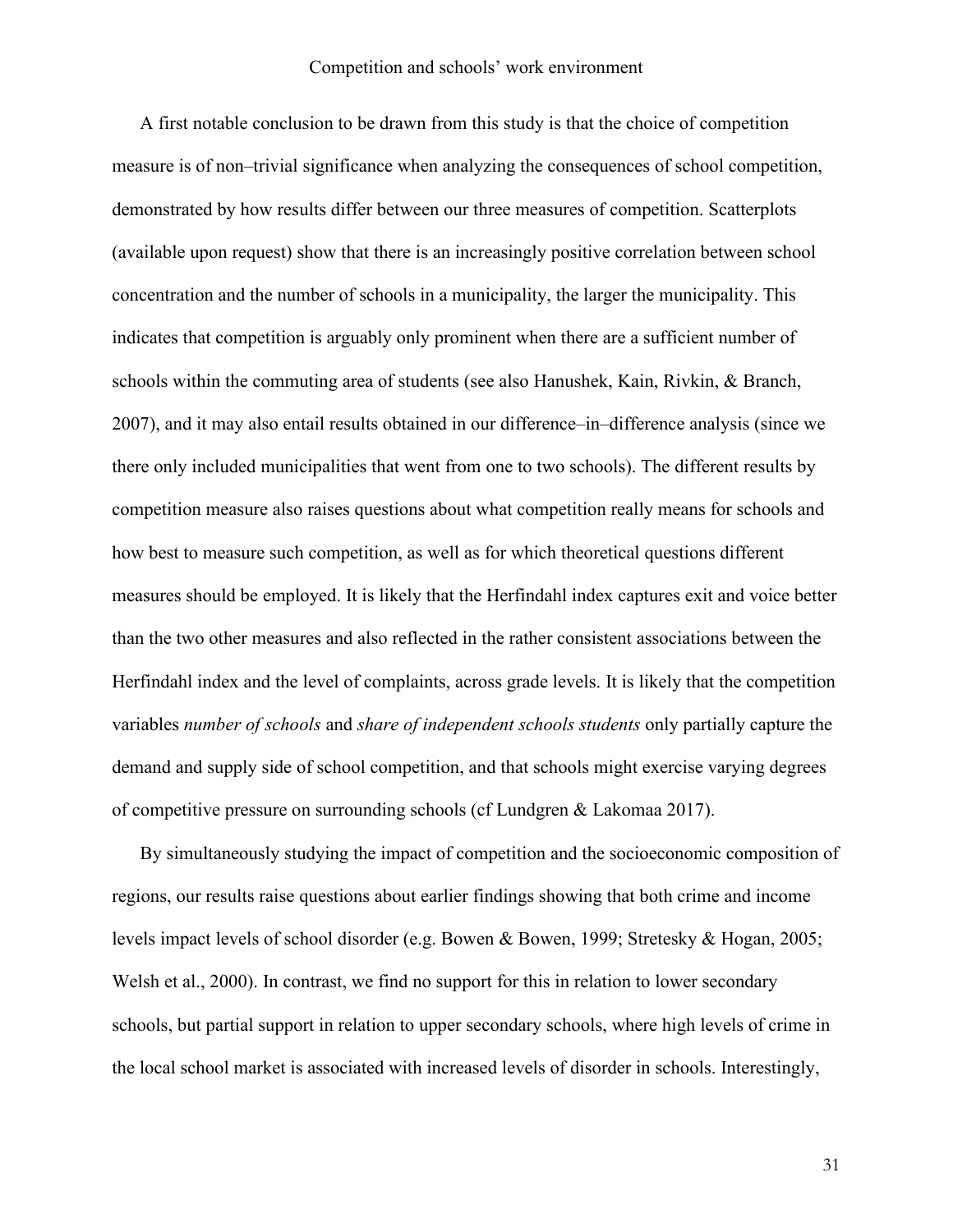A first notable conclusion to be drawn from this study is that the choice of competition measure is of non–trivial significance when analyzing the consequences of school competition, demonstrated by how results differ between our three measures of competition. Scatterplots (available upon request) show that there is an increasingly positive correlation between school concentration and the number of schools in a municipality, the larger the municipality. This indicates that competition is arguably only prominent when there are a sufficient number of schools within the commuting area of students (see also Hanushek, Kain, Rivkin, & Branch, 2007), and it may also entail results obtained in our difference–in–difference analysis (since we there only included municipalities that went from one to two schools). The different results by competition measure also raises questions about what competition really means for schools and how best to measure such competition, as well as for which theoretical questions different measures should be employed. It is likely that the Herfindahl index captures exit and voice better than the two other measures and also reflected in the rather consistent associations between the Herfindahl index and the level of complaints, across grade levels. It is likely that the competition variables *number of schools* and *share of independent schools students* only partially capture the demand and supply side of school competition, and that schools might exercise varying degrees of competitive pressure on surrounding schools (cf Lundgren & Lakomaa 2017).

By simultaneously studying the impact of competition and the socioeconomic composition of regions, our results raise questions about earlier findings showing that both crime and income levels impact levels of school disorder (e.g. Bowen & Bowen, 1999; Stretesky & Hogan, 2005; Welsh et al., 2000). In contrast, we find no support for this in relation to lower secondary schools, but partial support in relation to upper secondary schools, where high levels of crime in the local school market is associated with increased levels of disorder in schools. Interestingly,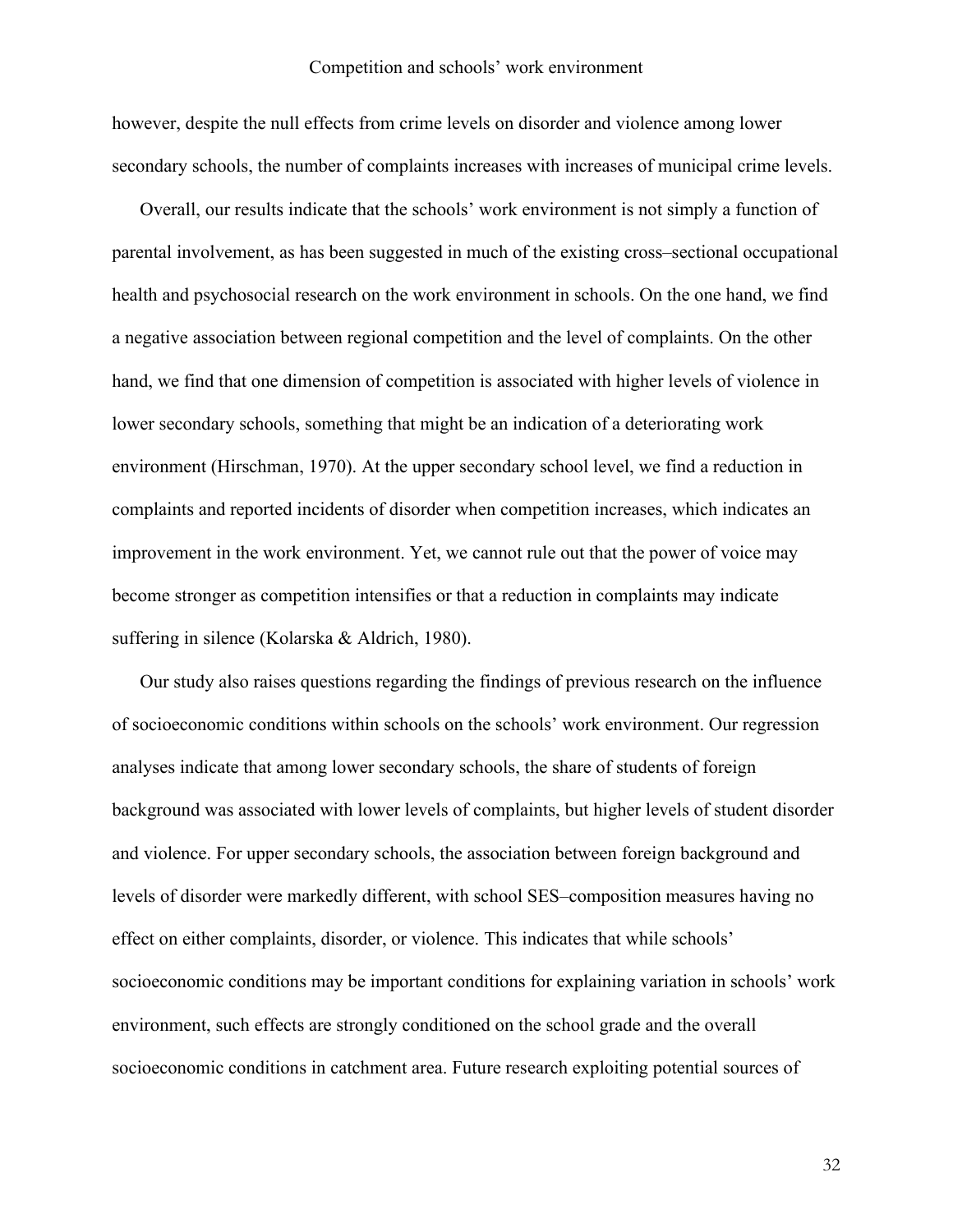however, despite the null effects from crime levels on disorder and violence among lower secondary schools, the number of complaints increases with increases of municipal crime levels.

Overall, our results indicate that the schools' work environment is not simply a function of parental involvement, as has been suggested in much of the existing cross–sectional occupational health and psychosocial research on the work environment in schools. On the one hand, we find a negative association between regional competition and the level of complaints. On the other hand, we find that one dimension of competition is associated with higher levels of violence in lower secondary schools, something that might be an indication of a deteriorating work environment (Hirschman, 1970). At the upper secondary school level, we find a reduction in complaints and reported incidents of disorder when competition increases, which indicates an improvement in the work environment. Yet, we cannot rule out that the power of voice may become stronger as competition intensifies or that a reduction in complaints may indicate suffering in silence (Kolarska & Aldrich, 1980).

Our study also raises questions regarding the findings of previous research on the influence of socioeconomic conditions within schools on the schools' work environment. Our regression analyses indicate that among lower secondary schools, the share of students of foreign background was associated with lower levels of complaints, but higher levels of student disorder and violence. For upper secondary schools, the association between foreign background and levels of disorder were markedly different, with school SES–composition measures having no effect on either complaints, disorder, or violence. This indicates that while schools' socioeconomic conditions may be important conditions for explaining variation in schools' work environment, such effects are strongly conditioned on the school grade and the overall socioeconomic conditions in catchment area. Future research exploiting potential sources of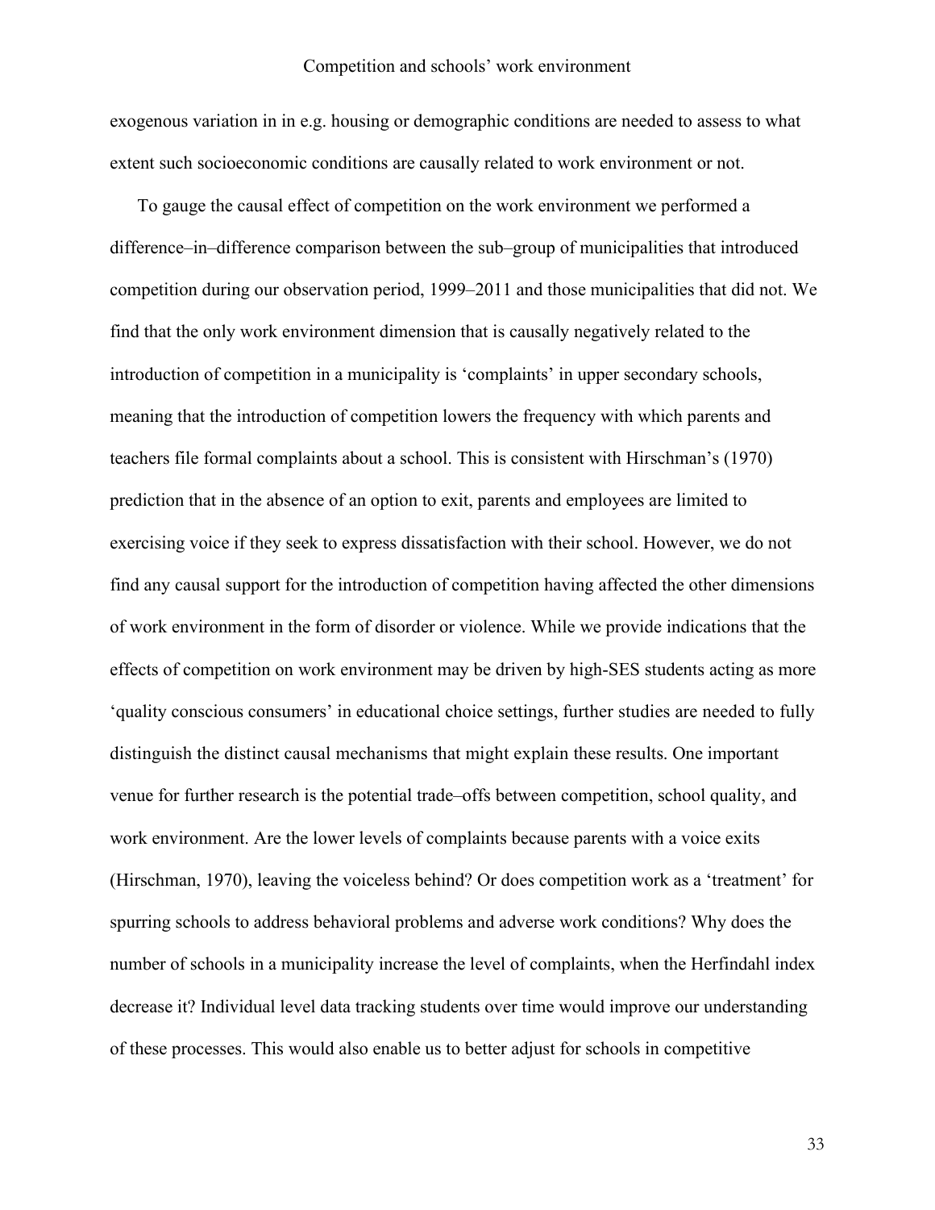exogenous variation in in e.g. housing or demographic conditions are needed to assess to what extent such socioeconomic conditions are causally related to work environment or not.

To gauge the causal effect of competition on the work environment we performed a difference–in–difference comparison between the sub–group of municipalities that introduced competition during our observation period, 1999–2011 and those municipalities that did not. We find that the only work environment dimension that is causally negatively related to the introduction of competition in a municipality is 'complaints' in upper secondary schools, meaning that the introduction of competition lowers the frequency with which parents and teachers file formal complaints about a school. This is consistent with Hirschman's (1970) prediction that in the absence of an option to exit, parents and employees are limited to exercising voice if they seek to express dissatisfaction with their school. However, we do not find any causal support for the introduction of competition having affected the other dimensions of work environment in the form of disorder or violence. While we provide indications that the effects of competition on work environment may be driven by high-SES students acting as more 'quality conscious consumers' in educational choice settings, further studies are needed to fully distinguish the distinct causal mechanisms that might explain these results. One important venue for further research is the potential trade–offs between competition, school quality, and work environment. Are the lower levels of complaints because parents with a voice exits (Hirschman, 1970), leaving the voiceless behind? Or does competition work as a 'treatment' for spurring schools to address behavioral problems and adverse work conditions? Why does the number of schools in a municipality increase the level of complaints, when the Herfindahl index decrease it? Individual level data tracking students over time would improve our understanding of these processes. This would also enable us to better adjust for schools in competitive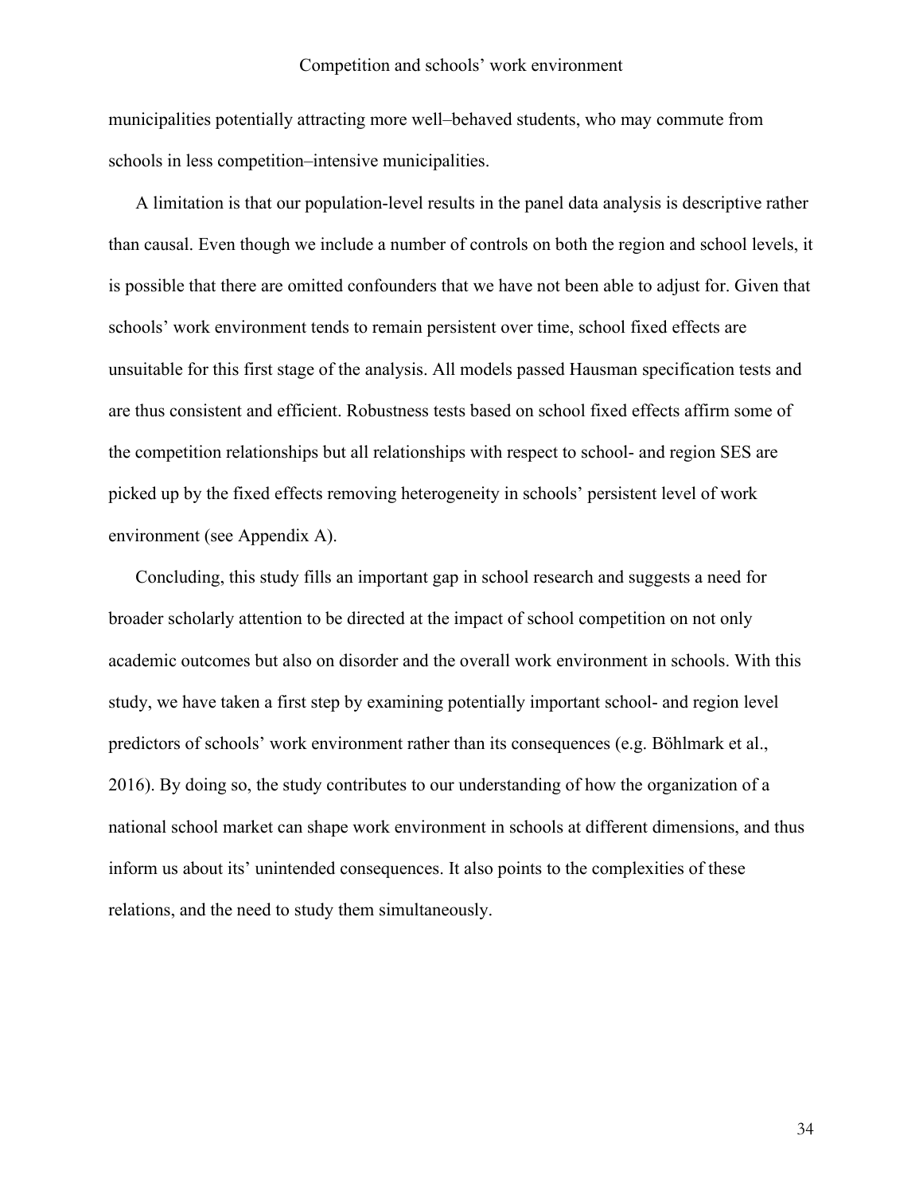municipalities potentially attracting more well–behaved students, who may commute from schools in less competition–intensive municipalities.

A limitation is that our population-level results in the panel data analysis is descriptive rather than causal. Even though we include a number of controls on both the region and school levels, it is possible that there are omitted confounders that we have not been able to adjust for. Given that schools' work environment tends to remain persistent over time, school fixed effects are unsuitable for this first stage of the analysis. All models passed Hausman specification tests and are thus consistent and efficient. Robustness tests based on school fixed effects affirm some of the competition relationships but all relationships with respect to school- and region SES are picked up by the fixed effects removing heterogeneity in schools' persistent level of work environment (see Appendix A).

Concluding, this study fills an important gap in school research and suggests a need for broader scholarly attention to be directed at the impact of school competition on not only academic outcomes but also on disorder and the overall work environment in schools. With this study, we have taken a first step by examining potentially important school- and region level predictors of schools' work environment rather than its consequences (e.g. Böhlmark et al., 2016). By doing so, the study contributes to our understanding of how the organization of a national school market can shape work environment in schools at different dimensions, and thus inform us about its' unintended consequences. It also points to the complexities of these relations, and the need to study them simultaneously.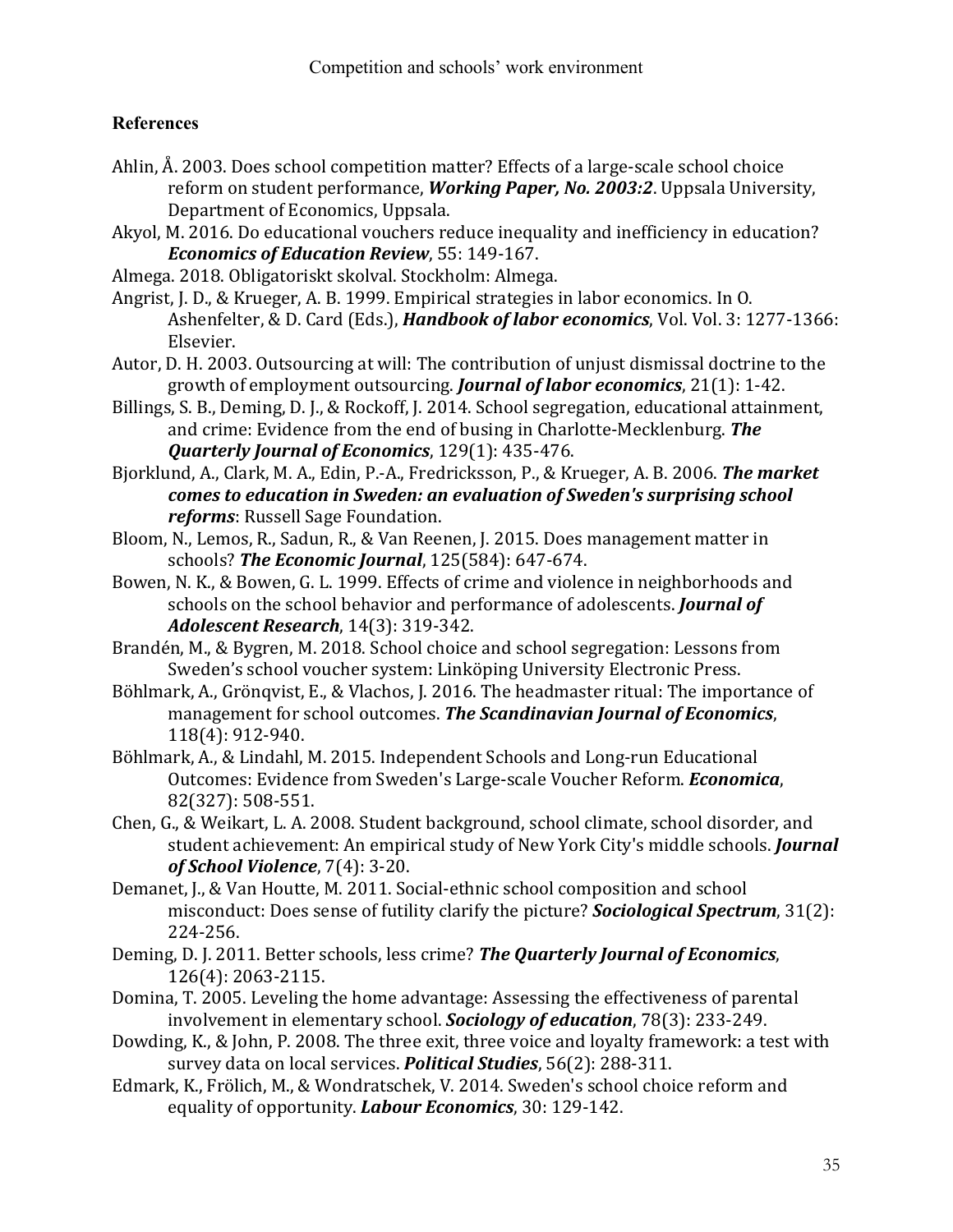## References

Ahlin, Å. 2003. Does school competition matter? Effects of a large-scale school choice reform on student performance, ***Working Paper, No. 2003:2***. Uppsala University, Department of Economics, Uppsala.

Akyol, M. 2016. Do educational vouchers reduce inequality and inefficiency in education? ***Economics of Education Review***, 55: 149-167.

Almega. 2018. Obligatoriskt skolval. Stockholm: Almega.

Angrist, J. D., & Krueger, A. B. 1999. Empirical strategies in labor economics. In O. Ashenfelter, & D. Card (Eds.), ***Handbook of labor economics***, Vol. Vol. 3: 1277-1366: Elsevier.

Autor, D. H. 2003. Outsourcing at will: The contribution of unjust dismissal doctrine to the growth of employment outsourcing. ***Journal of labor economics***, 21(1): 1-42.

Billings, S. B., Deming, D. J., & Rockoff, J. 2014. School segregation, educational attainment, and crime: Evidence from the end of busing in Charlotte-Mecklenburg. ***The Quarterly Journal of Economics***, 129(1): 435-476.

Bjorklund, A., Clark, M. A., Edin, P.-A., Fredricksson, P., & Krueger, A. B. 2006. ***The market comes to education in Sweden: an evaluation of Sweden's surprising school reforms***: Russell Sage Foundation.

Bloom, N., Lemos, R., Sadun, R., & Van Reenen, J. 2015. Does management matter in schools? ***The Economic Journal***, 125(584): 647-674.

Bowen, N. K., & Bowen, G. L. 1999. Effects of crime and violence in neighborhoods and schools on the school behavior and performance of adolescents. ***Journal of Adolescent Research***, 14(3): 319-342.

Brandén, M., & Bygren, M. 2018. School choice and school segregation: Lessons from Sweden's school voucher system: Linköping University Electronic Press.

Böhlmark, A., Grönqvist, E., & Vlachos, J. 2016. The headmaster ritual: The importance of management for school outcomes. ***The Scandinavian Journal of Economics***, 118(4): 912-940.

Böhlmark, A., & Lindahl, M. 2015. Independent Schools and Long-run Educational Outcomes: Evidence from Sweden's Large-scale Voucher Reform. ***Economica***, 82(327): 508-551.

Chen, G., & Weikart, L. A. 2008. Student background, school climate, school disorder, and student achievement: An empirical study of New York City's middle schools. ***Journal of School Violence***, 7(4): 3-20.

Demanet, J., & Van Houtte, M. 2011. Social-ethnic school composition and school misconduct: Does sense of futility clarify the picture? ***Sociological Spectrum***, 31(2): 224-256.

Deming, D. J. 2011. Better schools, less crime? ***The Quarterly Journal of Economics***, 126(4): 2063-2115.

Domina, T. 2005. Leveling the home advantage: Assessing the effectiveness of parental involvement in elementary school. ***Sociology of education***, 78(3): 233-249.

Dowding, K., & John, P. 2008. The three exit, three voice and loyalty framework: a test with survey data on local services. ***Political Studies***, 56(2): 288-311.

Edmark, K., Frölich, M., & Wondratschek, V. 2014. Sweden's school choice reform and equality of opportunity. ***Labour Economics***, 30: 129-142.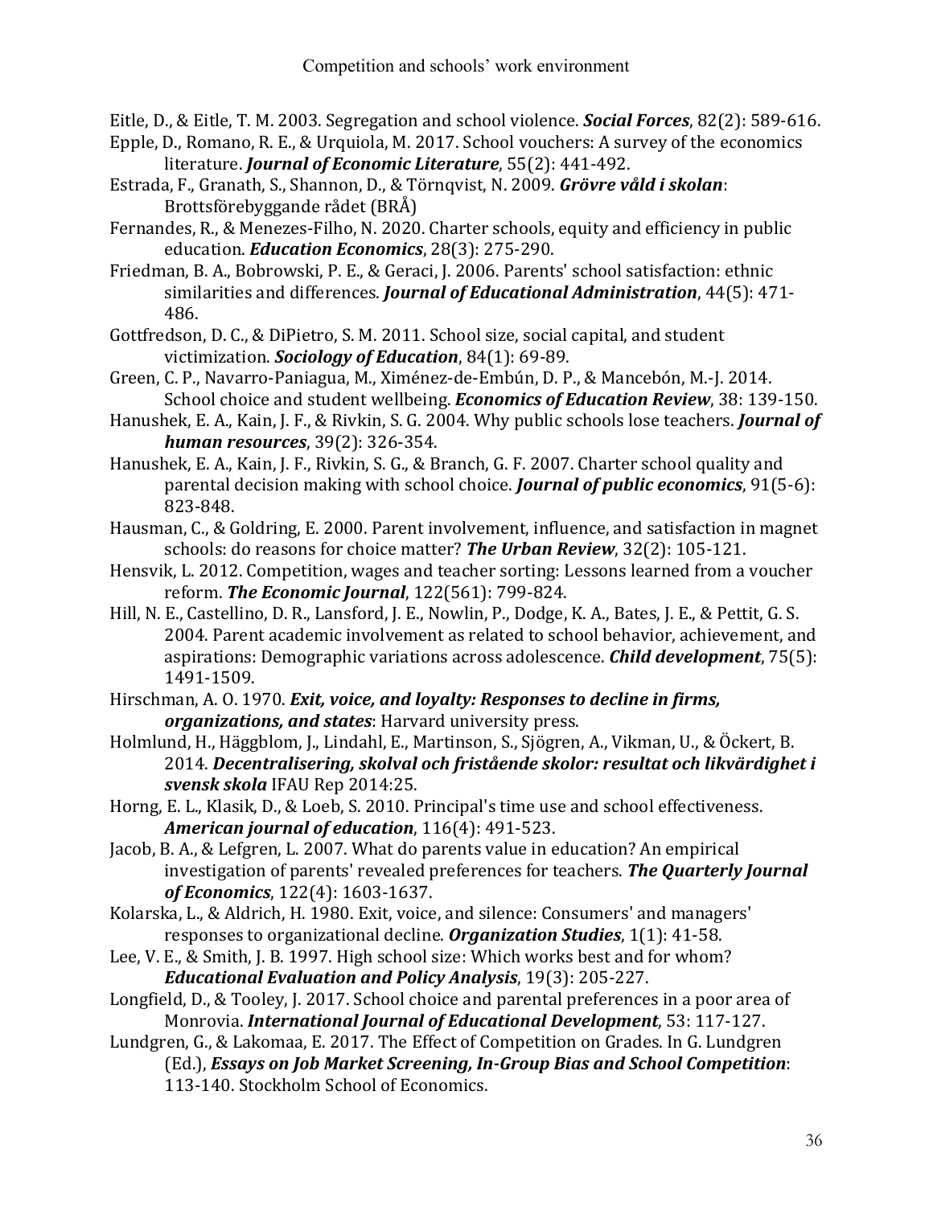Eitle, D., & Eitle, T. M. 2003. Segregation and school violence. ***Social Forces***, 82(2): 589-616.

Epple, D., Romano, R. E., & Urquiola, M. 2017. School vouchers: A survey of the economics literature. ***Journal of Economic Literature***, 55(2): 441-492.

Estrada, F., Granath, S., Shannon, D., & Törnqvist, N. 2009. ***Grövre våld i skolan***: Brottsförebyggande rådet (BRÅ)

Fernandes, R., & Menezes-Filho, N. 2020. Charter schools, equity and efficiency in public education. ***Education Economics***, 28(3): 275-290.

Friedman, B. A., Bobrowski, P. E., & Geraci, J. 2006. Parents' school satisfaction: ethnic similarities and differences. ***Journal of Educational Administration***, 44(5): 471-486.

Gottfredson, D. C., & DiPietro, S. M. 2011. School size, social capital, and student victimization. ***Sociology of Education***, 84(1): 69-89.

Green, C. P., Navarro-Paniagua, M., Ximénez-de-Embún, D. P., & Mancebón, M.-J. 2014. School choice and student wellbeing. ***Economics of Education Review***, 38: 139-150.

Hanushek, E. A., Kain, J. F., & Rivkin, S. G. 2004. Why public schools lose teachers. ***Journal of human resources***, 39(2): 326-354.

Hanushek, E. A., Kain, J. F., Rivkin, S. G., & Branch, G. F. 2007. Charter school quality and parental decision making with school choice. ***Journal of public economics***, 91(5-6): 823-848.

Hausman, C., & Goldring, E. 2000. Parent involvement, influence, and satisfaction in magnet schools: do reasons for choice matter? ***The Urban Review***, 32(2): 105-121.

Hensvik, L. 2012. Competition, wages and teacher sorting: Lessons learned from a voucher reform. ***The Economic Journal***, 122(561): 799-824.

Hill, N. E., Castellino, D. R., Lansford, J. E., Nowlin, P., Dodge, K. A., Bates, J. E., & Pettit, G. S. 2004. Parent academic involvement as related to school behavior, achievement, and aspirations: Demographic variations across adolescence. ***Child development***, 75(5): 1491-1509.

Hirschman, A. O. 1970. ***Exit, voice, and loyalty: Responses to decline in firms, organizations, and states***: Harvard university press.

Holmlund, H., Häggblom, J., Lindahl, E., Martinson, S., Sjögren, A., Vikman, U., & Öckert, B. 2014. ***Decentralisering, skolval och fristående skolor: resultat och likvärdighet i svensk skola*** IFAU Rep 2014:25.

Horng, E. L., Klasik, D., & Loeb, S. 2010. Principal's time use and school effectiveness. ***American journal of education***, 116(4): 491-523.

Jacob, B. A., & Lefgren, L. 2007. What do parents value in education? An empirical investigation of parents' revealed preferences for teachers. ***The Quarterly Journal of Economics***, 122(4): 1603-1637.

Kolarska, L., & Aldrich, H. 1980. Exit, voice, and silence: Consumers' and managers' responses to organizational decline. ***Organization Studies***, 1(1): 41-58.

Lee, V. E., & Smith, J. B. 1997. High school size: Which works best and for whom? ***Educational Evaluation and Policy Analysis***, 19(3): 205-227.

Longfield, D., & Tooley, J. 2017. School choice and parental preferences in a poor area of Monrovia. ***International Journal of Educational Development***, 53: 117-127.

Lundgren, G., & Lakomaa, E. 2017. The Effect of Competition on Grades. In G. Lundgren (Ed.), ***Essays on Job Market Screening, In-Group Bias and School Competition***: 113-140. Stockholm School of Economics.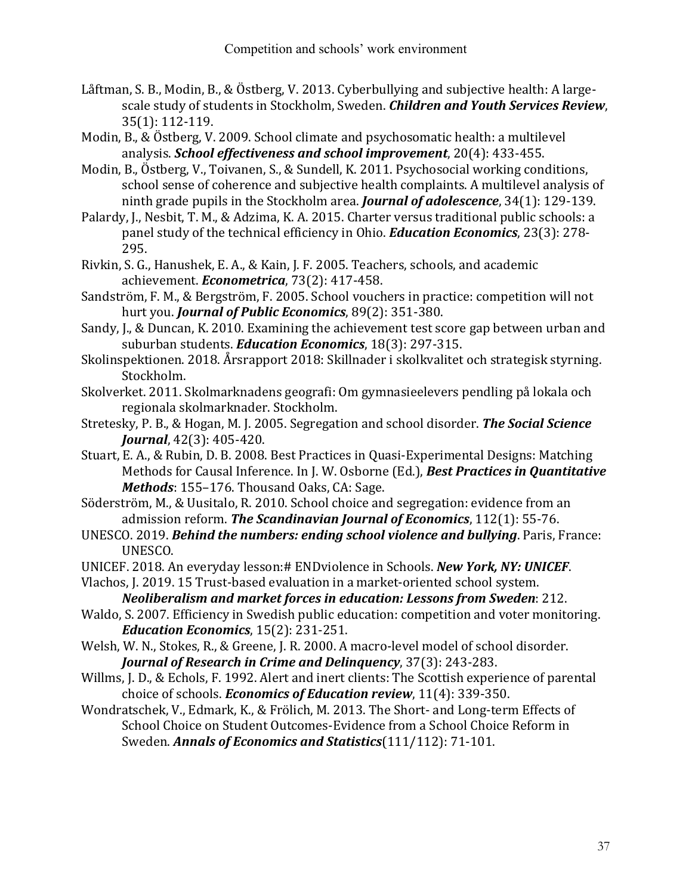Låftman, S. B., Modin, B., & Östberg, V. 2013. Cyberbullying and subjective health: A large-scale study of students in Stockholm, Sweden. ***Children and Youth Services Review***, 35(1): 112-119.

Modin, B., & Östberg, V. 2009. School climate and psychosomatic health: a multilevel analysis. ***School effectiveness and school improvement***, 20(4): 433-455.

Modin, B., Östberg, V., Toivanen, S., & Sundell, K. 2011. Psychosocial working conditions, school sense of coherence and subjective health complaints. A multilevel analysis of ninth grade pupils in the Stockholm area. ***Journal of adolescence***, 34(1): 129-139.

Palardy, J., Nesbit, T. M., & Adzima, K. A. 2015. Charter versus traditional public schools: a panel study of the technical efficiency in Ohio. ***Education Economics***, 23(3): 278-295.

Rivkin, S. G., Hanushek, E. A., & Kain, J. F. 2005. Teachers, schools, and academic achievement. ***Econometrica***, 73(2): 417-458.

Sandström, F. M., & Bergström, F. 2005. School vouchers in practice: competition will not hurt you. ***Journal of Public Economics***, 89(2): 351-380.

Sandy, J., & Duncan, K. 2010. Examining the achievement test score gap between urban and suburban students. ***Education Economics***, 18(3): 297-315.

Skolinspektionen. 2018. Årsrapport 2018: Skillnader i skolkvalitet och strategisk styrning. Stockholm.

Skolverket. 2011. Skolmarknadens geografi: Om gymnasieelevers pendling på lokala och regionala skolmarknader. Stockholm.

Stretesky, P. B., & Hogan, M. J. 2005. Segregation and school disorder. ***The Social Science Journal***, 42(3): 405-420.

Stuart, E. A., & Rubin, D. B. 2008. Best Practices in Quasi-Experimental Designs: Matching Methods for Causal Inference. In J. W. Osborne (Ed.), ***Best Practices in Quantitative Methods***: 155–176. Thousand Oaks, CA: Sage.

Söderström, M., & Uusitalo, R. 2010. School choice and segregation: evidence from an admission reform. ***The Scandinavian Journal of Economics***, 112(1): 55-76.

UNESCO. 2019. ***Behind the numbers: ending school violence and bullying***. Paris, France: UNESCO.

UNICEF. 2018. An everyday lesson:# ENDviolence in Schools. ***New York, NY: UNICEF***.

Vlachos, J. 2019. 15 Trust-based evaluation in a market-oriented school system. ***Neoliberalism and market forces in education: Lessons from Sweden***: 212.

Waldo, S. 2007. Efficiency in Swedish public education: competition and voter monitoring. ***Education Economics***, 15(2): 231-251.

Welsh, W. N., Stokes, R., & Greene, J. R. 2000. A macro-level model of school disorder. ***Journal of Research in Crime and Delinquency***, 37(3): 243-283.

Willms, J. D., & Echols, F. 1992. Alert and inert clients: The Scottish experience of parental choice of schools. ***Economics of Education review***, 11(4): 339-350.

Wondratschek, V., Edmark, K., & Frölich, M. 2013. The Short- and Long-term Effects of School Choice on Student Outcomes-Evidence from a School Choice Reform in Sweden. ***Annals of Economics and Statistics***(111/112): 71-101.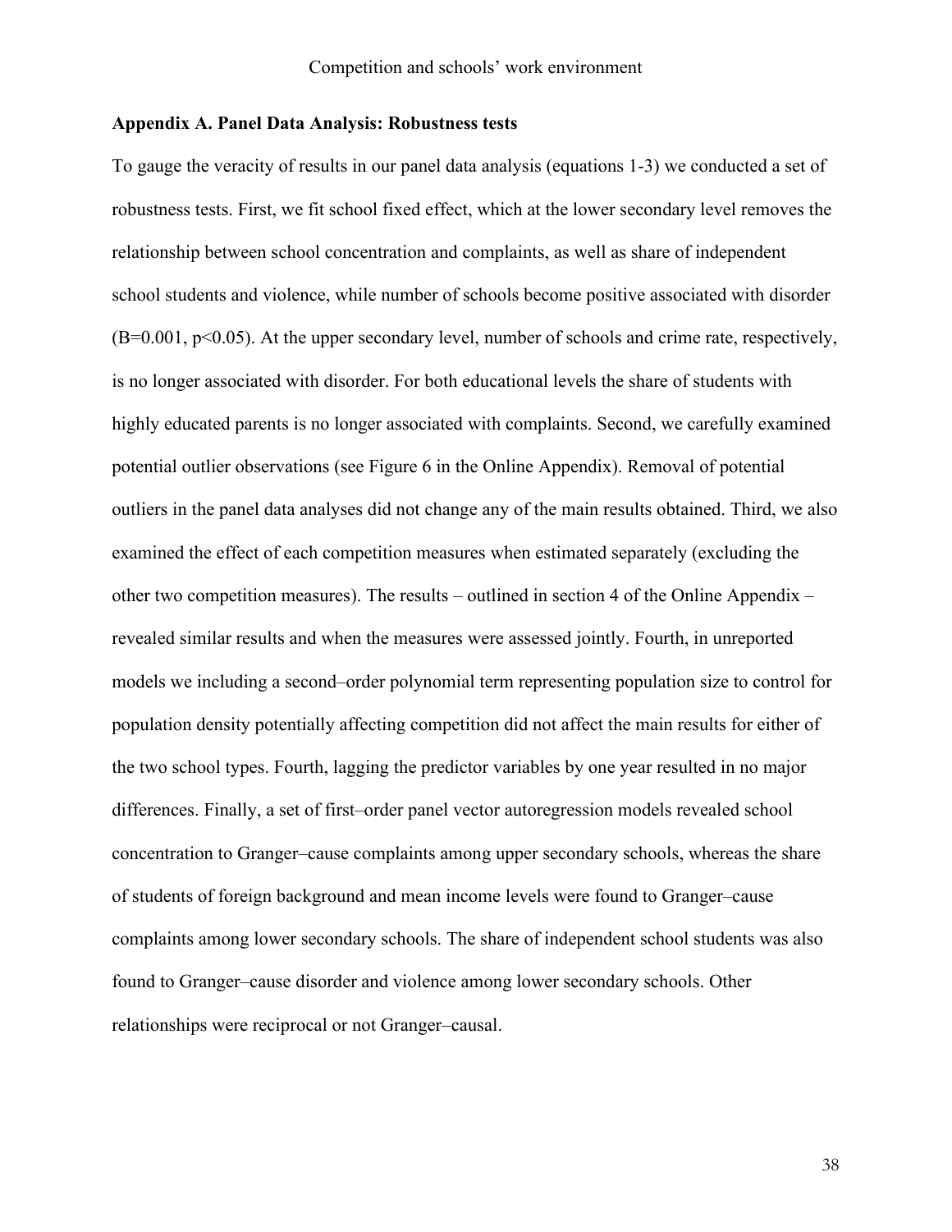**Appendix A. Panel Data Analysis: Robustness tests**

To gauge the veracity of results in our panel data analysis (equations 1-3) we conducted a set of robustness tests. First, we fit school fixed effect, which at the lower secondary level removes the relationship between school concentration and complaints, as well as share of independent school students and violence, while number of schools become positive associated with disorder ($B=0.001$, $p<0.05$). At the upper secondary level, number of schools and crime rate, respectively, is no longer associated with disorder. For both educational levels the share of students with highly educated parents is no longer associated with complaints. Second, we carefully examined potential outlier observations (see Figure 6 in the Online Appendix). Removal of potential outliers in the panel data analyses did not change any of the main results obtained. Third, we also examined the effect of each competition measures when estimated separately (excluding the other two competition measures). The results – outlined in section 4 of the Online Appendix – revealed similar results and when the measures were assessed jointly. Fourth, in unreported models we including a second–order polynomial term representing population size to control for population density potentially affecting competition did not affect the main results for either of the two school types. Fourth, lagging the predictor variables by one year resulted in no major differences. Finally, a set of first–order panel vector autoregression models revealed school concentration to Granger–cause complaints among upper secondary schools, whereas the share of students of foreign background and mean income levels were found to Granger–cause complaints among lower secondary schools. The share of independent school students was also found to Granger–cause disorder and violence among lower secondary schools. Other relationships were reciprocal or not Granger–causal.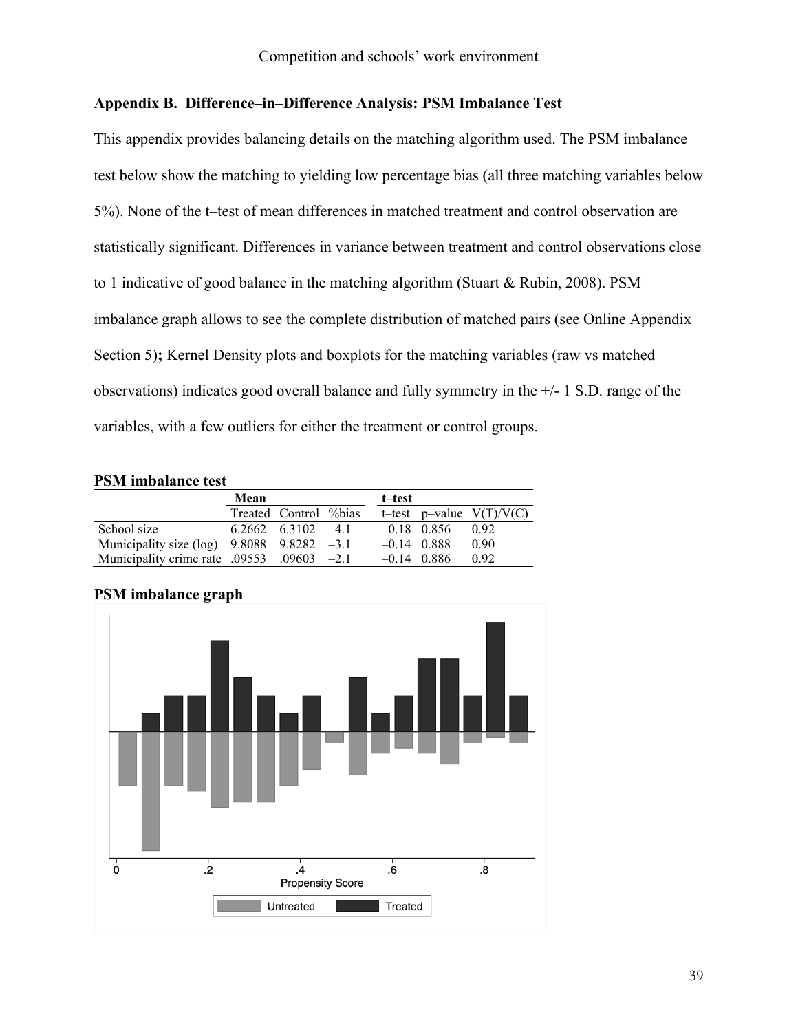## Appendix B. Difference–in–Difference Analysis: PSM Imbalance Test

This appendix provides balancing details on the matching algorithm used. The PSM imbalance test below show the matching to yielding low percentage bias (all three matching variables below 5%). None of the t–test of mean differences in matched treatment and control observation are statistically significant. Differences in variance between treatment and control observations close to 1 indicative of good balance in the matching algorithm (Stuart & Rubin, 2008). PSM imbalance graph allows to see the complete distribution of matched pairs (see Online Appendix Section 5)**;** Kernel Density plots and boxplots for the matching variables (raw vs matched observations) indicates good overall balance and fully symmetry in the +/- 1 S.D. range of the variables, with a few outliers for either the treatment or control groups.

**PSM imbalance test**

| | Mean | | | t–test | | |
|---|---|---|---|---|---|---|
| | Treated | Control | %bias | t–test | p–value | V(T)/V(C) |
| School size | 6.2662 | 6.3102 | –4.1 | –0.18 | 0.856 | 0.92 |
| Municipality size (log) | 9.8088 | 9.8282 | –3.1 | –0.14 | 0.888 | 0.90 |
| Municipality crime rate | .09553 | .09603 | –2.1 | –0.14 | 0.886 | 0.92 |

**PSM imbalance graph**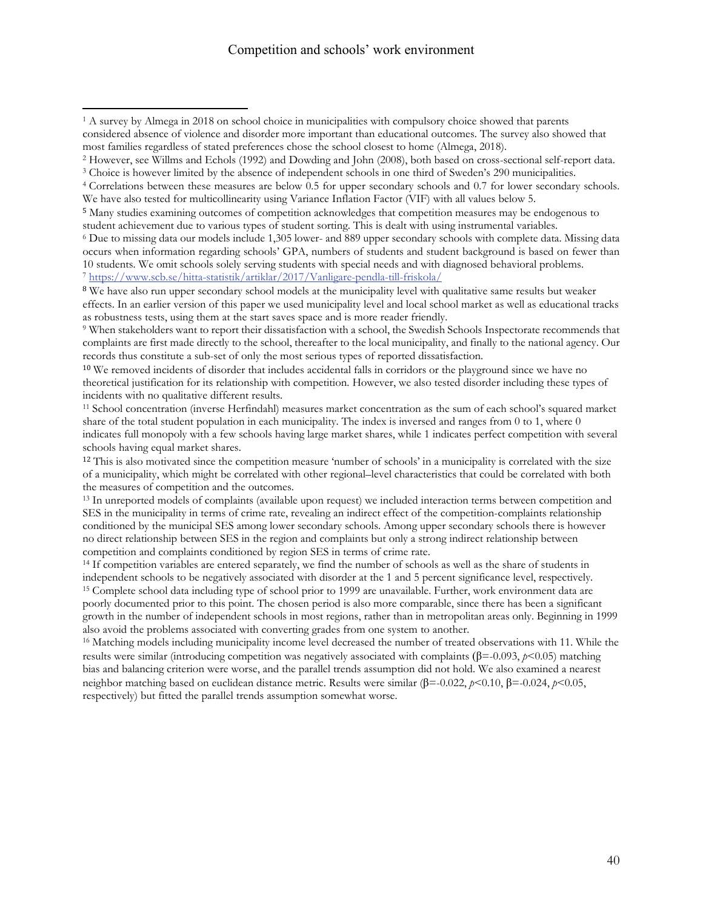[1] A survey by Almega in 2018 on school choice in municipalities with compulsory choice showed that parents considered absence of violence and disorder more important than educational outcomes. The survey also showed that most families regardless of stated preferences chose the school closest to home (Almega, 2018).

[2] However, see Willms and Echols (1992) and Dowding and John (2008), both based on cross-sectional self-report data.

[3] Choice is however limited by the absence of independent schools in one third of Sweden's 290 municipalities.

[4] Correlations between these measures are below 0.5 for upper secondary schools and 0.7 for lower secondary schools. We have also tested for multicollinearity using Variance Inflation Factor (VIF) with all values below 5.

[5] Many studies examining outcomes of competition acknowledges that competition measures may be endogenous to student achievement due to various types of student sorting. This is dealt with using instrumental variables.

[6] Due to missing data our models include 1,305 lower- and 889 upper secondary schools with complete data. Missing data occurs when information regarding schools' GPA, numbers of students and student background is based on fewer than 10 students. We omit schools solely serving students with special needs and with diagnosed behavioral problems.

[7] https://www.scb.se/hitta-statistik/artiklar/2017/Vanligare-pendla-till-friskola/

[8] We have also run upper secondary school models at the municipality level with qualitative same results but weaker effects. In an earlier version of this paper we used municipality level and local school market as well as educational tracks as robustness tests, using them at the start saves space and is more reader friendly.

[9] When stakeholders want to report their dissatisfaction with a school, the Swedish Schools Inspectorate recommends that complaints are first made directly to the school, thereafter to the local municipality, and finally to the national agency. Our records thus constitute a sub-set of only the most serious types of reported dissatisfaction.

[10] We removed incidents of disorder that includes accidental falls in corridors or the playground since we have no theoretical justification for its relationship with competition. However, we also tested disorder including these types of incidents with no qualitative different results.

[11] School concentration (inverse Herfindahl) measures market concentration as the sum of each school's squared market share of the total student population in each municipality. The index is inversed and ranges from 0 to 1, where 0 indicates full monopoly with a few schools having large market shares, while 1 indicates perfect competition with several schools having equal market shares.

[12] This is also motivated since the competition measure 'number of schools' in a municipality is correlated with the size of a municipality, which might be correlated with other regional–level characteristics that could be correlated with both the measures of competition and the outcomes.

[13] In unreported models of complaints (available upon request) we included interaction terms between competition and SES in the municipality in terms of crime rate, revealing an indirect effect of the competition-complaints relationship conditioned by the municipal SES among lower secondary schools. Among upper secondary schools there is however no direct relationship between SES in the region and complaints but only a strong indirect relationship between competition and complaints conditioned by region SES in terms of crime rate.

[14] If competition variables are entered separately, we find the number of schools as well as the share of students in independent schools to be negatively associated with disorder at the 1 and 5 percent significance level, respectively.

[15] Complete school data including type of school prior to 1999 are unavailable. Further, work environment data are poorly documented prior to this point. The chosen period is also more comparable, since there has been a significant growth in the number of independent schools in most regions, rather than in metropolitan areas only. Beginning in 1999 also avoid the problems associated with converting grades from one system to another.

[16] Matching models including municipality income level decreased the number of treated observations with 11. While the results were similar (introducing competition was negatively associated with complaints ($\beta$=-0.093, $p$<0.05) matching bias and balancing criterion were worse, and the parallel trends assumption did not hold. We also examined a nearest neighbor matching based on euclidean distance metric. Results were similar ($\beta$=-0.022, $p$<0.10, $\beta$=-0.024, $p$<0.05, respectively) but fitted the parallel trends assumption somewhat worse.